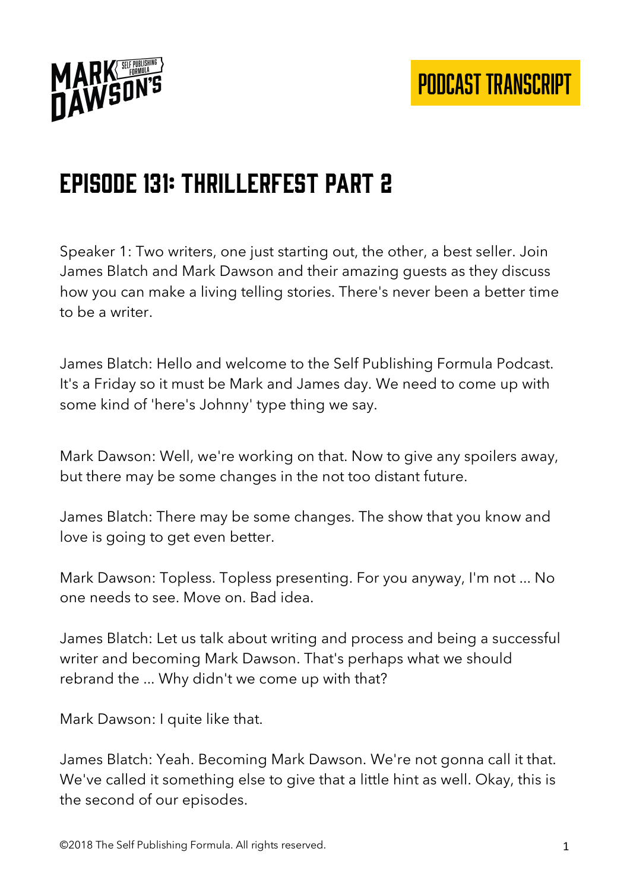# Episode 131: Thrillerfest Part 2

Speaker 1: Two writers, one just starting out, the other, a best seller. Join James Blatch and Mark Dawson and their amazing guests as they discuss how you can make a living telling stories. There's never been a better time to be a writer.

James Blatch: Hello and welcome to the Self Publishing Formula Podcast. It's a Friday so it must be Mark and James day. We need to come up with some kind of 'here's Johnny' type thing we say.

Mark Dawson: Well, we're working on that. Now to give any spoilers away, but there may be some changes in the not too distant future.

James Blatch: There may be some changes. The show that you know and love is going to get even better.

Mark Dawson: Topless. Topless presenting. For you anyway, I'm not ... No one needs to see. Move on. Bad idea.

James Blatch: Let us talk about writing and process and being a successful writer and becoming Mark Dawson. That's perhaps what we should rebrand the ... Why didn't we come up with that?

Mark Dawson: I quite like that.

James Blatch: Yeah. Becoming Mark Dawson. We're not gonna call it that. We've called it something else to give that a little hint as well. Okay, this is the second of our episodes.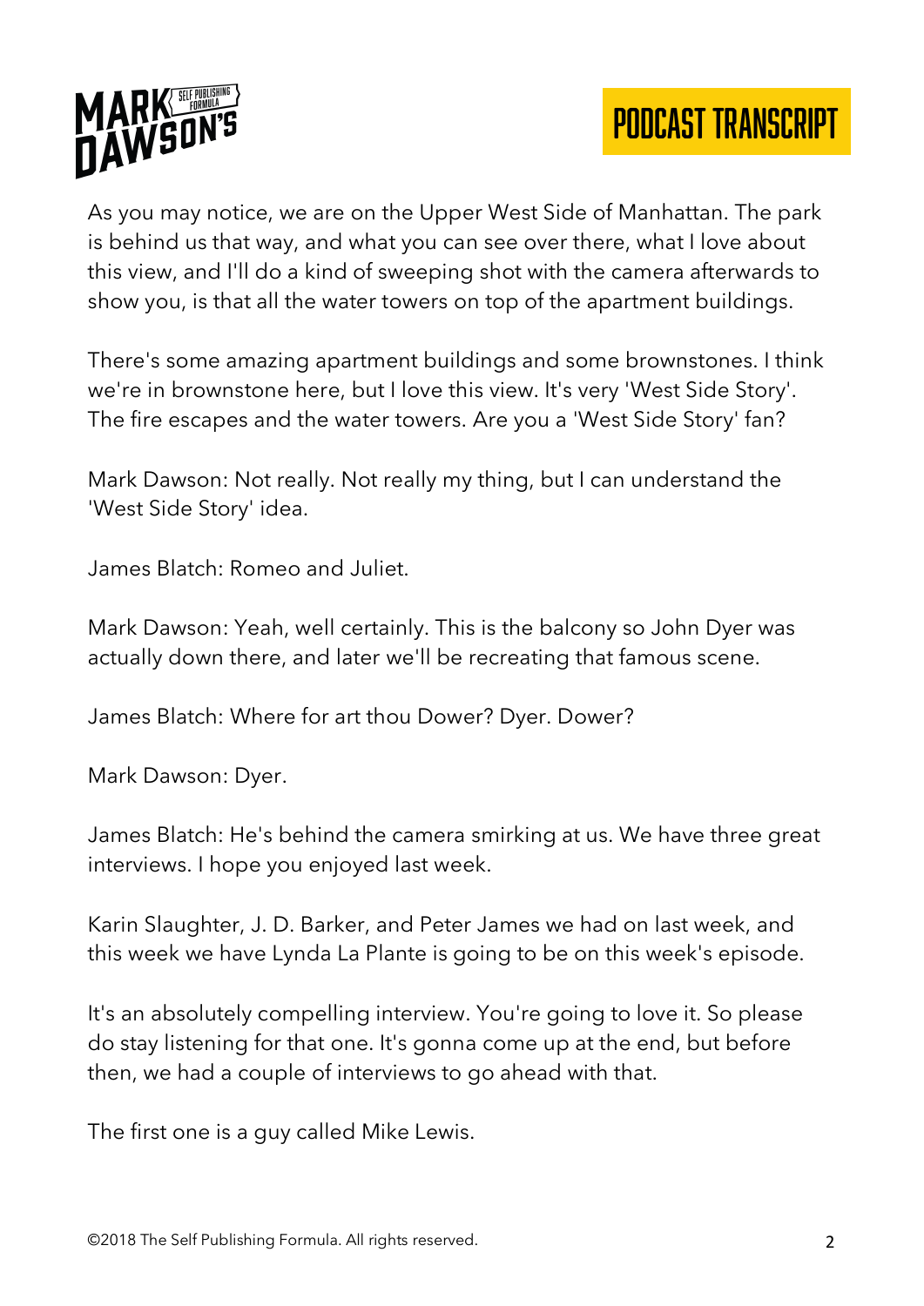As you may notice, we are on the Upper West Side of Manhattan. The park is behind us that way, and what you can see over there, what I love about this view, and I'll do a kind of sweeping shot with the camera afterwards to show you, is that all the water towers on top of the apartment buildings.

There's some amazing apartment buildings and some brownstones. I think we're in brownstone here, but I love this view. It's very 'West Side Story'. The fire escapes and the water towers. Are you a 'West Side Story' fan?

Mark Dawson: Not really. Not really my thing, but I can understand the 'West Side Story' idea.

James Blatch: Romeo and Juliet.

Mark Dawson: Yeah, well certainly. This is the balcony so John Dyer was actually down there, and later we'll be recreating that famous scene.

James Blatch: Where for art thou Dower? Dyer. Dower?

Mark Dawson: Dyer.

James Blatch: He's behind the camera smirking at us. We have three great interviews. I hope you enjoyed last week.

Karin Slaughter, J. D. Barker, and Peter James we had on last week, and this week we have Lynda La Plante is going to be on this week's episode.

It's an absolutely compelling interview. You're going to love it. So please do stay listening for that one. It's gonna come up at the end, but before then, we had a couple of interviews to go ahead with that.

The first one is a guy called Mike Lewis.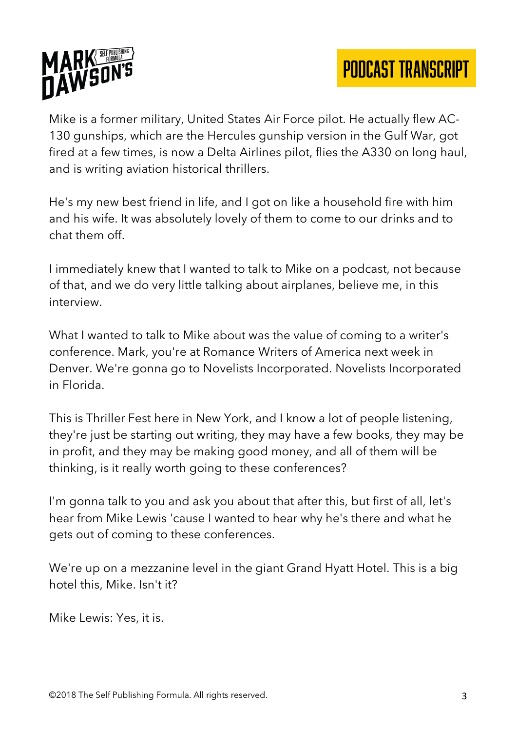Mike is a former military, United States Air Force pilot. He actually flew AC-130 gunships, which are the Hercules gunship version in the Gulf War, got fired at a few times, is now a Delta Airlines pilot, flies the A330 on long haul, and is writing aviation historical thrillers.

He's my new best friend in life, and I got on like a household fire with him and his wife. It was absolutely lovely of them to come to our drinks and to chat them off.

I immediately knew that I wanted to talk to Mike on a podcast, not because of that, and we do very little talking about airplanes, believe me, in this interview.

What I wanted to talk to Mike about was the value of coming to a writer's conference. Mark, you're at Romance Writers of America next week in Denver. We're gonna go to Novelists Incorporated. Novelists Incorporated in Florida.

This is Thriller Fest here in New York, and I know a lot of people listening, they're just be starting out writing, they may have a few books, they may be in profit, and they may be making good money, and all of them will be thinking, is it really worth going to these conferences?

I'm gonna talk to you and ask you about that after this, but first of all, let's hear from Mike Lewis 'cause I wanted to hear why he's there and what he gets out of coming to these conferences.

We're up on a mezzanine level in the giant Grand Hyatt Hotel. This is a big hotel this, Mike. Isn't it?

Mike Lewis: Yes, it is.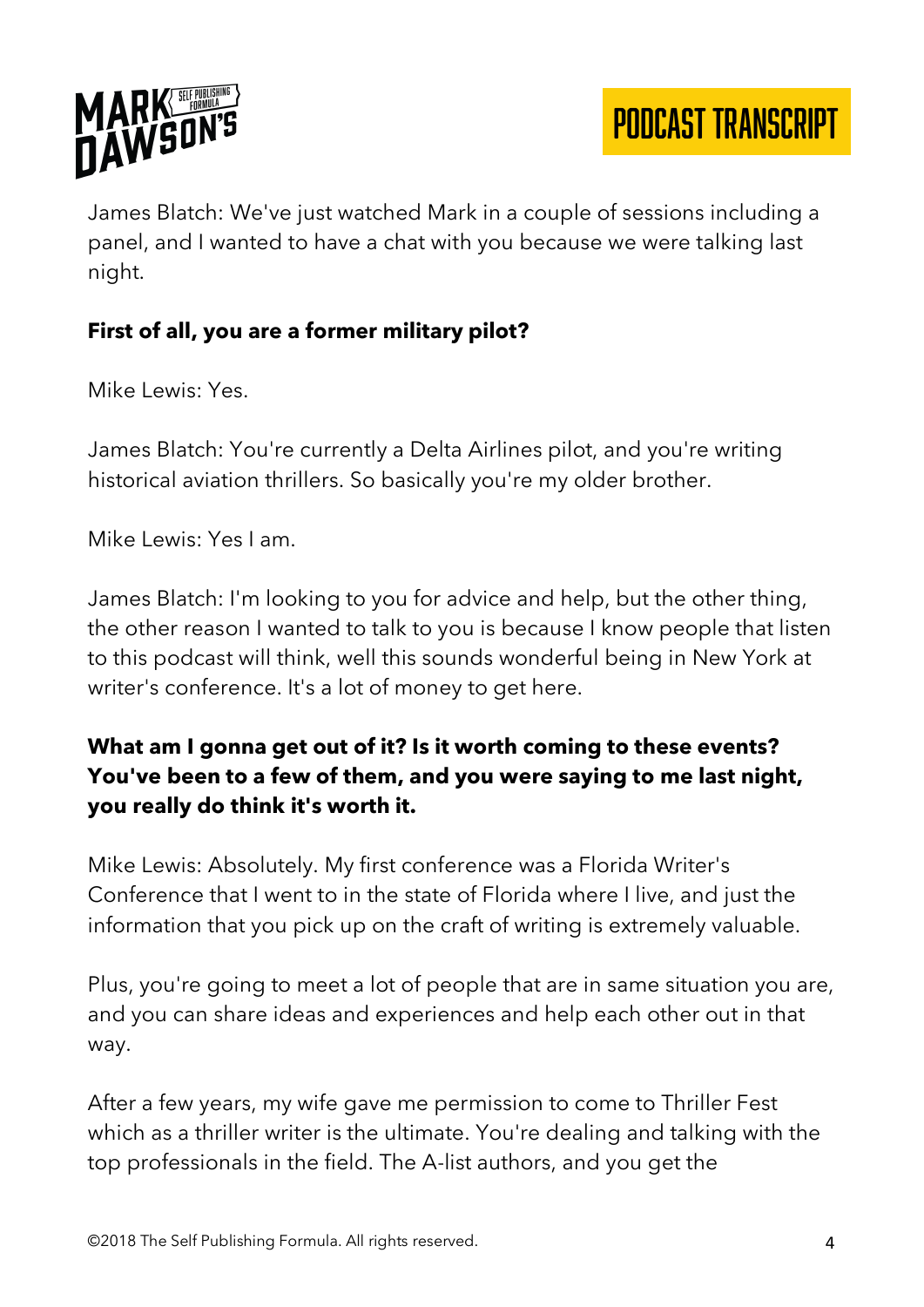James Blatch: We've just watched Mark in a couple of sessions including a panel, and I wanted to have a chat with you because we were talking last night.

**First of all, you are a former military pilot?**

Mike Lewis: Yes.

James Blatch: You're currently a Delta Airlines pilot, and you're writing historical aviation thrillers. So basically you're my older brother.

Mike Lewis: Yes I am.

James Blatch: I'm looking to you for advice and help, but the other thing, the other reason I wanted to talk to you is because I know people that listen to this podcast will think, well this sounds wonderful being in New York at writer's conference. It's a lot of money to get here.

**What am I gonna get out of it? Is it worth coming to these events? You've been to a few of them, and you were saying to me last night, you really do think it's worth it.**

Mike Lewis: Absolutely. My first conference was a Florida Writer's Conference that I went to in the state of Florida where I live, and just the information that you pick up on the craft of writing is extremely valuable.

Plus, you're going to meet a lot of people that are in same situation you are, and you can share ideas and experiences and help each other out in that way.

After a few years, my wife gave me permission to come to Thriller Fest which as a thriller writer is the ultimate. You're dealing and talking with the top professionals in the field. The A-list authors, and you get the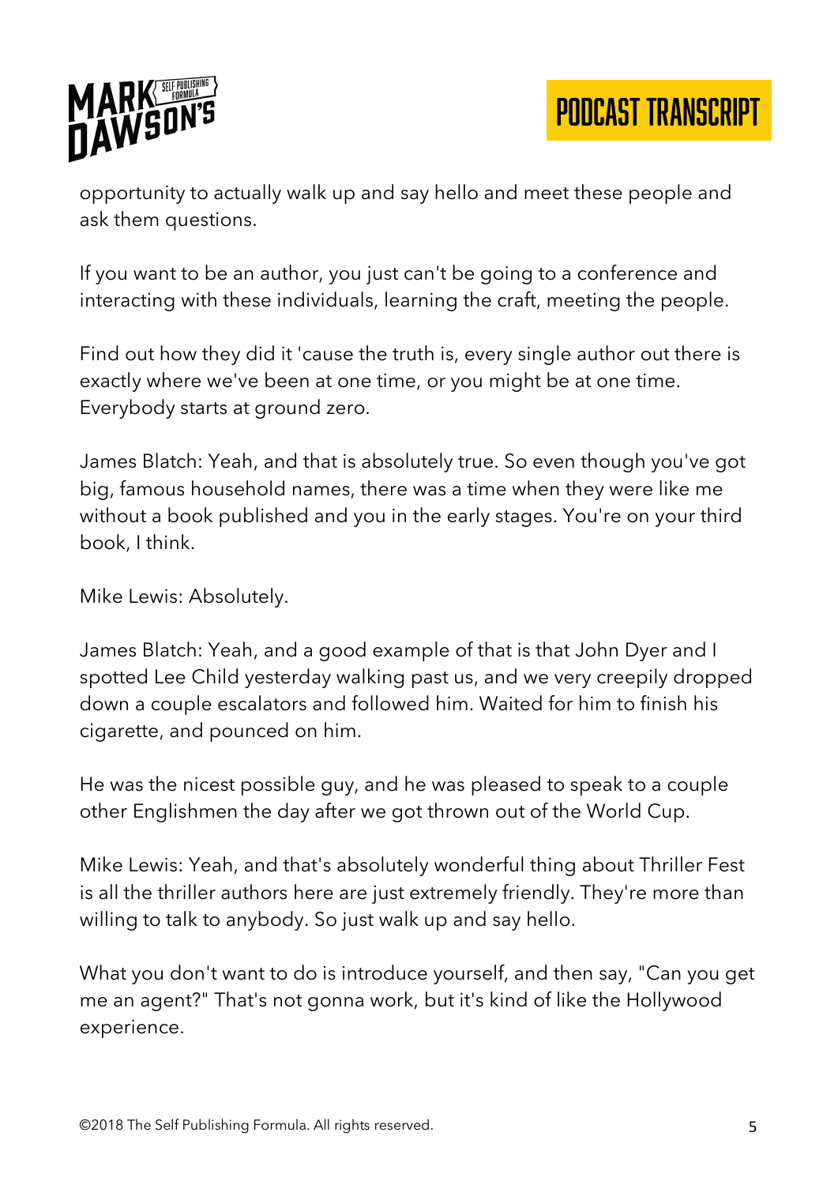opportunity to actually walk up and say hello and meet these people and ask them questions.

If you want to be an author, you just can't be going to a conference and interacting with these individuals, learning the craft, meeting the people.

Find out how they did it 'cause the truth is, every single author out there is exactly where we've been at one time, or you might be at one time. Everybody starts at ground zero.

James Blatch: Yeah, and that is absolutely true. So even though you've got big, famous household names, there was a time when they were like me without a book published and you in the early stages. You're on your third book, I think.

Mike Lewis: Absolutely.

James Blatch: Yeah, and a good example of that is that John Dyer and I spotted Lee Child yesterday walking past us, and we very creepily dropped down a couple escalators and followed him. Waited for him to finish his cigarette, and pounced on him.

He was the nicest possible guy, and he was pleased to speak to a couple other Englishmen the day after we got thrown out of the World Cup.

Mike Lewis: Yeah, and that's absolutely wonderful thing about Thriller Fest is all the thriller authors here are just extremely friendly. They're more than willing to talk to anybody. So just walk up and say hello.

What you don't want to do is introduce yourself, and then say, "Can you get me an agent?" That's not gonna work, but it's kind of like the Hollywood experience.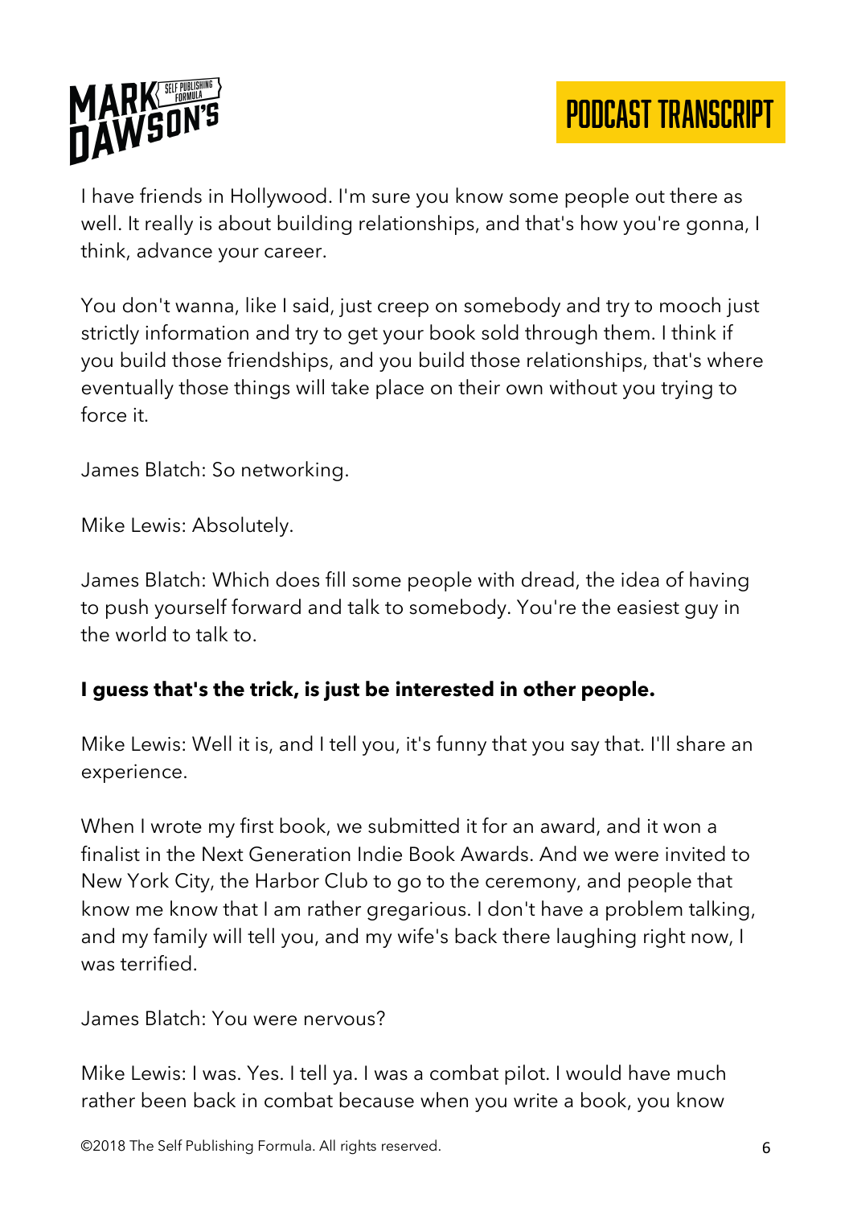I have friends in Hollywood. I'm sure you know some people out there as well. It really is about building relationships, and that's how you're gonna, I think, advance your career.

You don't wanna, like I said, just creep on somebody and try to mooch just strictly information and try to get your book sold through them. I think if you build those friendships, and you build those relationships, that's where eventually those things will take place on their own without you trying to force it.

James Blatch: So networking.

Mike Lewis: Absolutely.

James Blatch: Which does fill some people with dread, the idea of having to push yourself forward and talk to somebody. You're the easiest guy in the world to talk to.

**I guess that's the trick, is just be interested in other people.**

Mike Lewis: Well it is, and I tell you, it's funny that you say that. I'll share an experience.

When I wrote my first book, we submitted it for an award, and it won a finalist in the Next Generation Indie Book Awards. And we were invited to New York City, the Harbor Club to go to the ceremony, and people that know me know that I am rather gregarious. I don't have a problem talking, and my family will tell you, and my wife's back there laughing right now, I was terrified.

James Blatch: You were nervous?

Mike Lewis: I was. Yes. I tell ya. I was a combat pilot. I would have much rather been back in combat because when you write a book, you know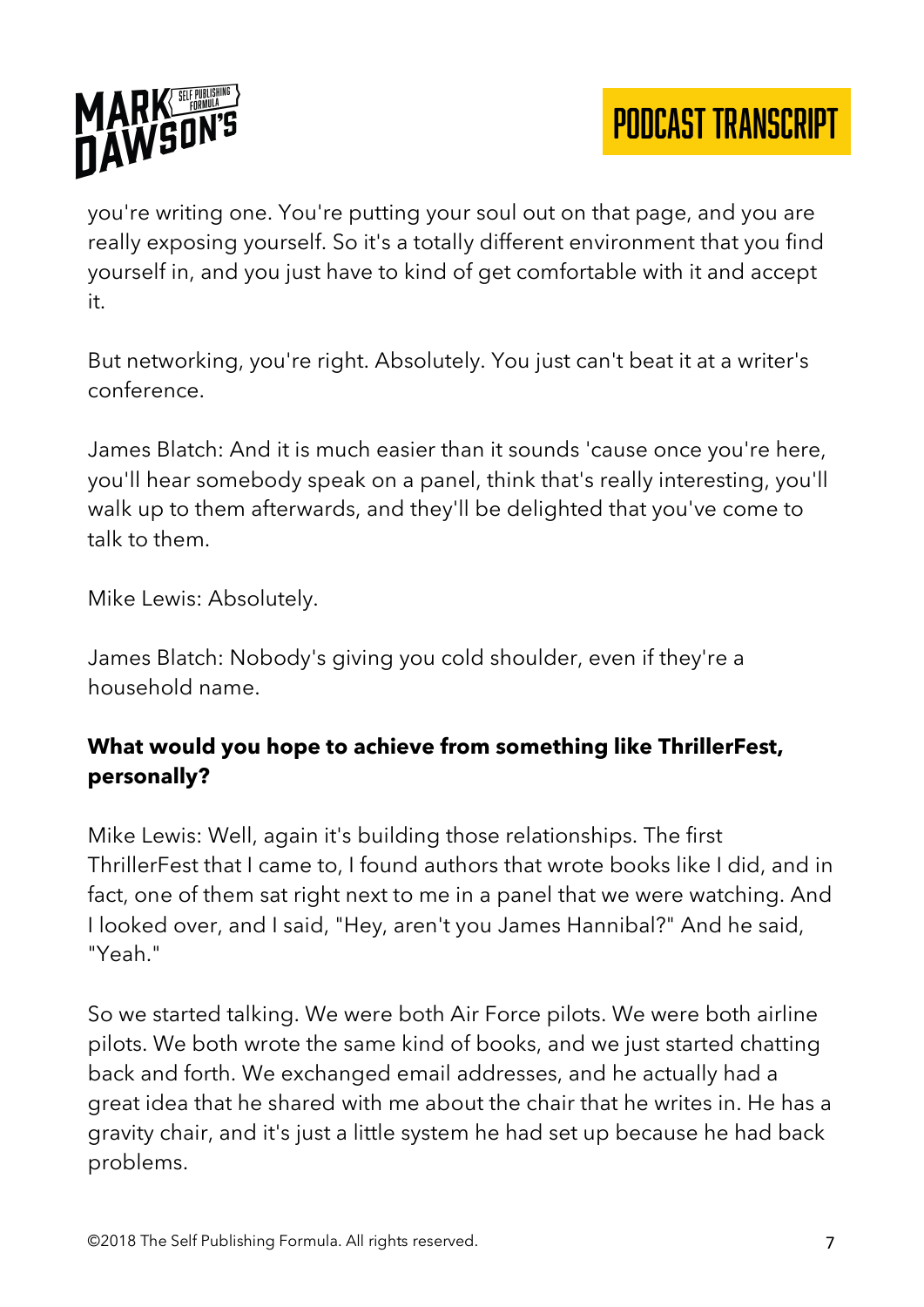you're writing one. You're putting your soul out on that page, and you are really exposing yourself. So it's a totally different environment that you find yourself in, and you just have to kind of get comfortable with it and accept it.

But networking, you're right. Absolutely. You just can't beat it at a writer's conference.

James Blatch: And it is much easier than it sounds 'cause once you're here, you'll hear somebody speak on a panel, think that's really interesting, you'll walk up to them afterwards, and they'll be delighted that you've come to talk to them.

Mike Lewis: Absolutely.

James Blatch: Nobody's giving you cold shoulder, even if they're a household name.

**What would you hope to achieve from something like ThrillerFest, personally?**

Mike Lewis: Well, again it's building those relationships. The first ThrillerFest that I came to, I found authors that wrote books like I did, and in fact, one of them sat right next to me in a panel that we were watching. And I looked over, and I said, "Hey, aren't you James Hannibal?" And he said, "Yeah."

So we started talking. We were both Air Force pilots. We were both airline pilots. We both wrote the same kind of books, and we just started chatting back and forth. We exchanged email addresses, and he actually had a great idea that he shared with me about the chair that he writes in. He has a gravity chair, and it's just a little system he had set up because he had back problems.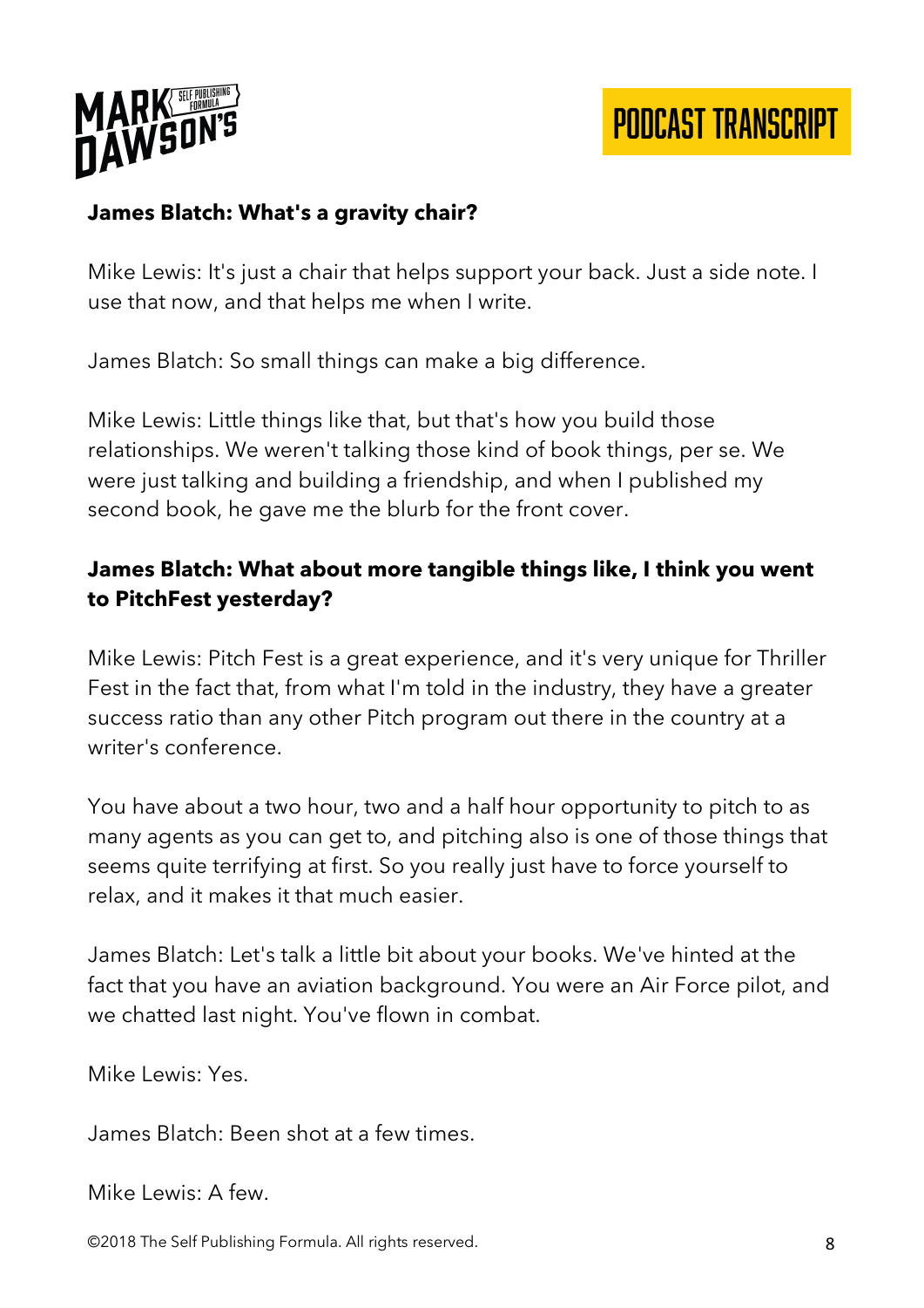**James Blatch: What's a gravity chair?**

Mike Lewis: It's just a chair that helps support your back. Just a side note. I use that now, and that helps me when I write.

James Blatch: So small things can make a big difference.

Mike Lewis: Little things like that, but that's how you build those relationships. We weren't talking those kind of book things, per se. We were just talking and building a friendship, and when I published my second book, he gave me the blurb for the front cover.

**James Blatch: What about more tangible things like, I think you went to PitchFest yesterday?**

Mike Lewis: Pitch Fest is a great experience, and it's very unique for Thriller Fest in the fact that, from what I'm told in the industry, they have a greater success ratio than any other Pitch program out there in the country at a writer's conference.

You have about a two hour, two and a half hour opportunity to pitch to as many agents as you can get to, and pitching also is one of those things that seems quite terrifying at first. So you really just have to force yourself to relax, and it makes it that much easier.

James Blatch: Let's talk a little bit about your books. We've hinted at the fact that you have an aviation background. You were an Air Force pilot, and we chatted last night. You've flown in combat.

Mike Lewis: Yes.

James Blatch: Been shot at a few times.

Mike Lewis: A few.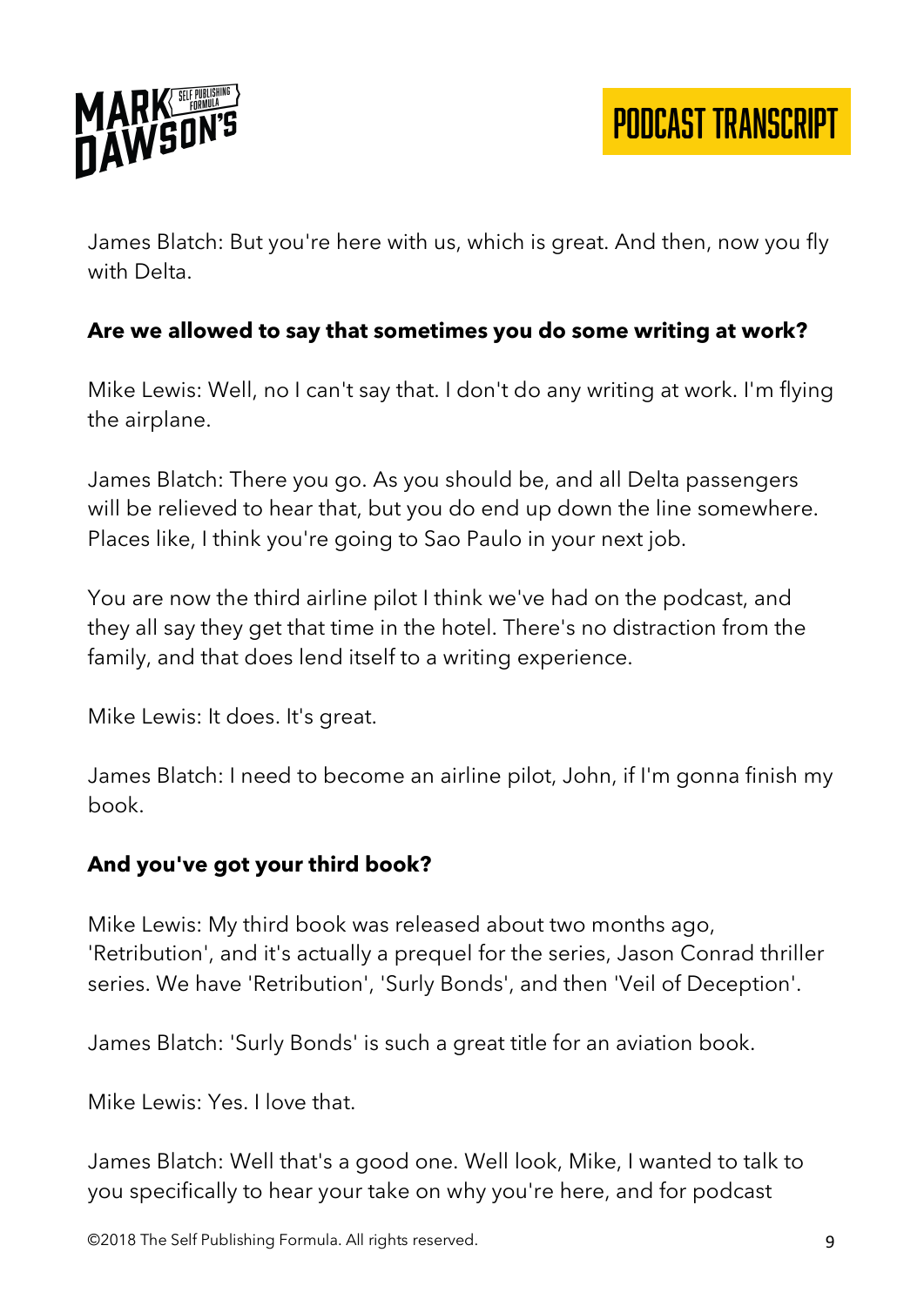James Blatch: But you're here with us, which is great. And then, now you fly with Delta.

**Are we allowed to say that sometimes you do some writing at work?**

Mike Lewis: Well, no I can't say that. I don't do any writing at work. I'm flying the airplane.

James Blatch: There you go. As you should be, and all Delta passengers will be relieved to hear that, but you do end up down the line somewhere. Places like, I think you're going to Sao Paulo in your next job.

You are now the third airline pilot I think we've had on the podcast, and they all say they get that time in the hotel. There's no distraction from the family, and that does lend itself to a writing experience.

Mike Lewis: It does. It's great.

James Blatch: I need to become an airline pilot, John, if I'm gonna finish my book.

**And you've got your third book?**

Mike Lewis: My third book was released about two months ago, 'Retribution', and it's actually a prequel for the series, Jason Conrad thriller series. We have 'Retribution', 'Surly Bonds', and then 'Veil of Deception'.

James Blatch: 'Surly Bonds' is such a great title for an aviation book.

Mike Lewis: Yes. I love that.

James Blatch: Well that's a good one. Well look, Mike, I wanted to talk to you specifically to hear your take on why you're here, and for podcast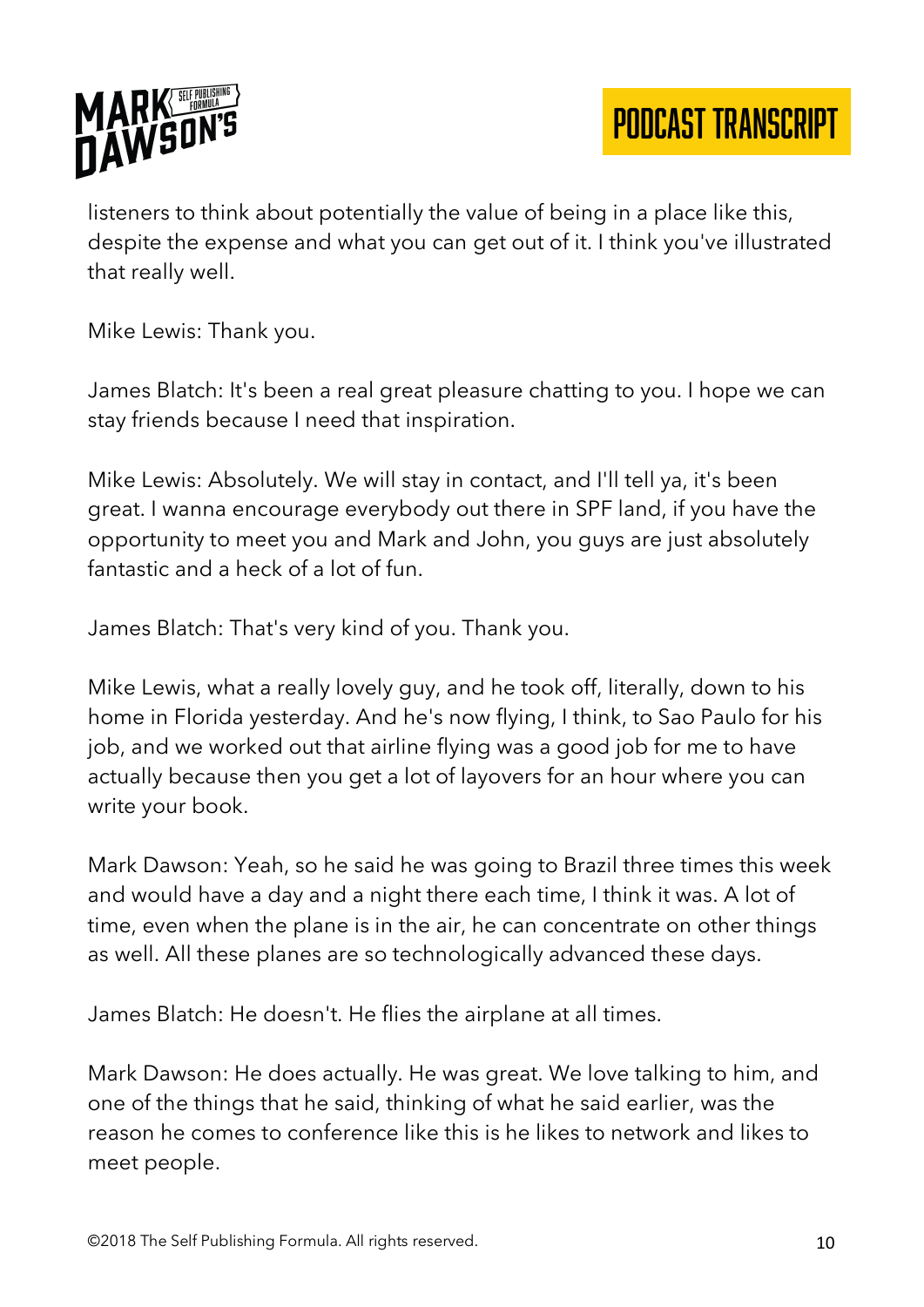listeners to think about potentially the value of being in a place like this, despite the expense and what you can get out of it. I think you've illustrated that really well.

Mike Lewis: Thank you.

James Blatch: It's been a real great pleasure chatting to you. I hope we can stay friends because I need that inspiration.

Mike Lewis: Absolutely. We will stay in contact, and I'll tell ya, it's been great. I wanna encourage everybody out there in SPF land, if you have the opportunity to meet you and Mark and John, you guys are just absolutely fantastic and a heck of a lot of fun.

James Blatch: That's very kind of you. Thank you.

Mike Lewis, what a really lovely guy, and he took off, literally, down to his home in Florida yesterday. And he's now flying, I think, to Sao Paulo for his job, and we worked out that airline flying was a good job for me to have actually because then you get a lot of layovers for an hour where you can write your book.

Mark Dawson: Yeah, so he said he was going to Brazil three times this week and would have a day and a night there each time, I think it was. A lot of time, even when the plane is in the air, he can concentrate on other things as well. All these planes are so technologically advanced these days.

James Blatch: He doesn't. He flies the airplane at all times.

Mark Dawson: He does actually. He was great. We love talking to him, and one of the things that he said, thinking of what he said earlier, was the reason he comes to conference like this is he likes to network and likes to meet people.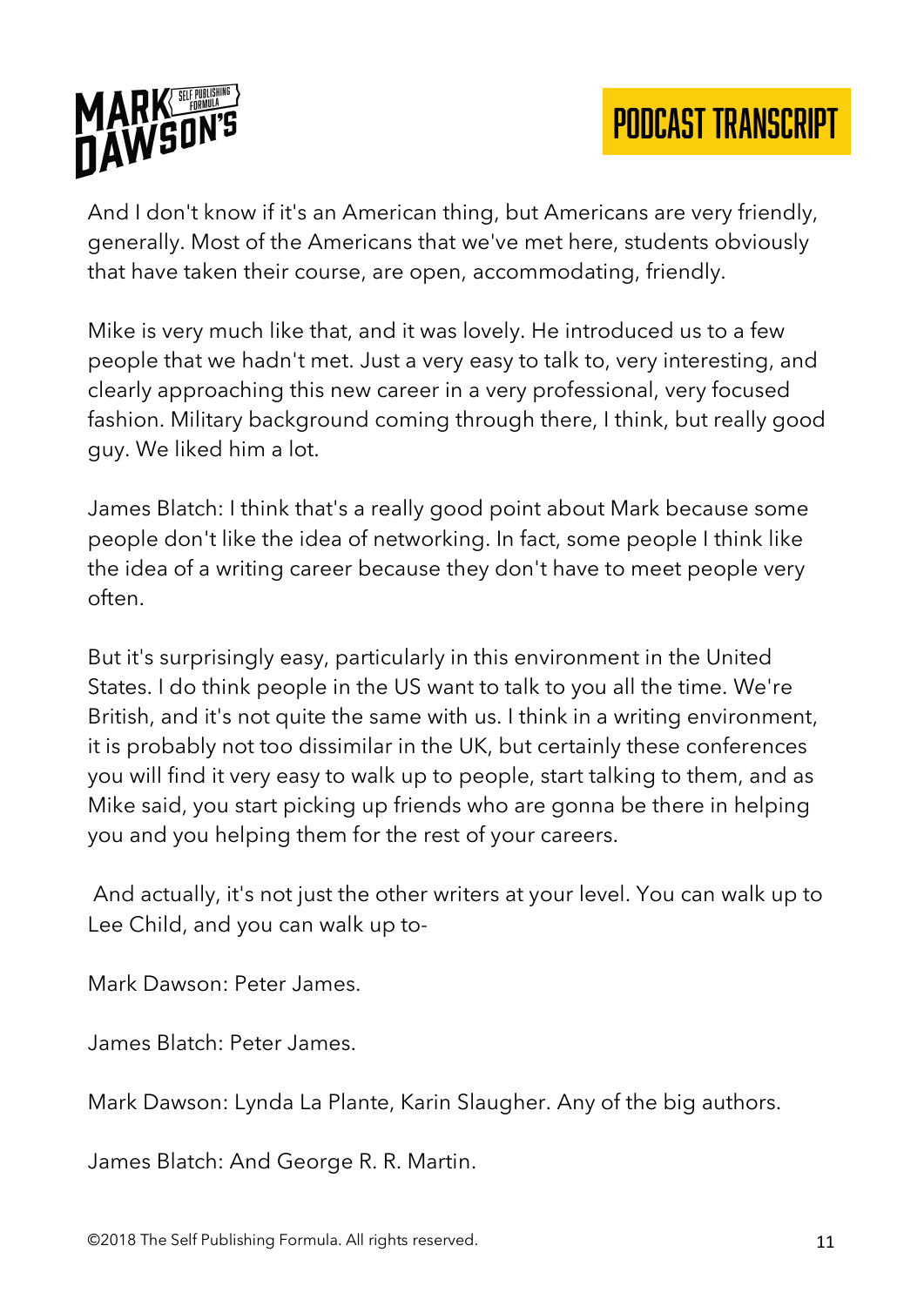And I don't know if it's an American thing, but Americans are very friendly, generally. Most of the Americans that we've met here, students obviously that have taken their course, are open, accommodating, friendly.

Mike is very much like that, and it was lovely. He introduced us to a few people that we hadn't met. Just a very easy to talk to, very interesting, and clearly approaching this new career in a very professional, very focused fashion. Military background coming through there, I think, but really good guy. We liked him a lot.

James Blatch: I think that's a really good point about Mark because some people don't like the idea of networking. In fact, some people I think like the idea of a writing career because they don't have to meet people very often.

But it's surprisingly easy, particularly in this environment in the United States. I do think people in the US want to talk to you all the time. We're British, and it's not quite the same with us. I think in a writing environment, it is probably not too dissimilar in the UK, but certainly these conferences you will find it very easy to walk up to people, start talking to them, and as Mike said, you start picking up friends who are gonna be there in helping you and you helping them for the rest of your careers.

And actually, it's not just the other writers at your level. You can walk up to Lee Child, and you can walk up to-

Mark Dawson: Peter James.

James Blatch: Peter James.

Mark Dawson: Lynda La Plante, Karin Slaugher. Any of the big authors.

James Blatch: And George R. R. Martin.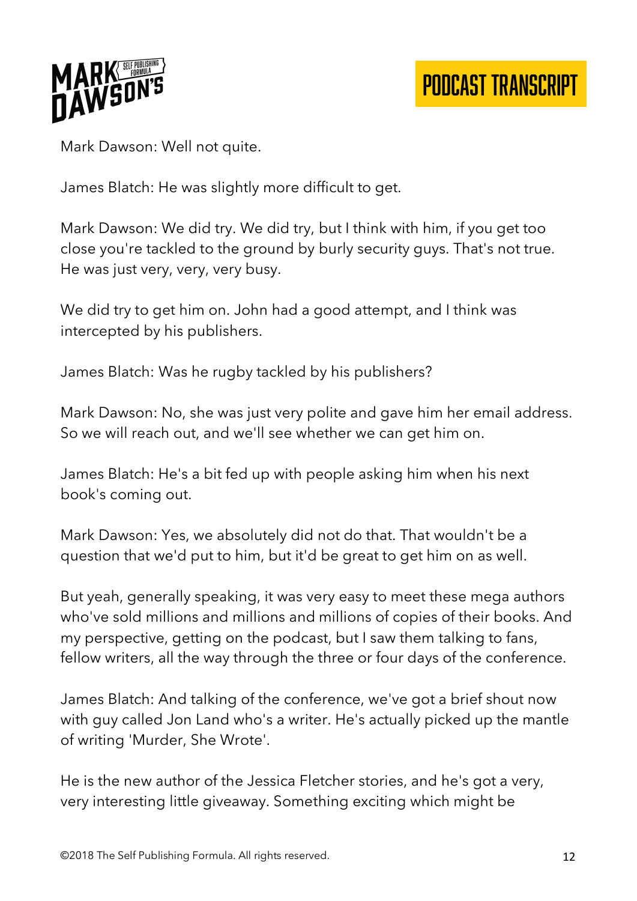Mark Dawson: Well not quite.

James Blatch: He was slightly more difficult to get.

Mark Dawson: We did try. We did try, but I think with him, if you get too close you're tackled to the ground by burly security guys. That's not true. He was just very, very, very busy.

We did try to get him on. John had a good attempt, and I think was intercepted by his publishers.

James Blatch: Was he rugby tackled by his publishers?

Mark Dawson: No, she was just very polite and gave him her email address. So we will reach out, and we'll see whether we can get him on.

James Blatch: He's a bit fed up with people asking him when his next book's coming out.

Mark Dawson: Yes, we absolutely did not do that. That wouldn't be a question that we'd put to him, but it'd be great to get him on as well.

But yeah, generally speaking, it was very easy to meet these mega authors who've sold millions and millions and millions of copies of their books. And my perspective, getting on the podcast, but I saw them talking to fans, fellow writers, all the way through the three or four days of the conference.

James Blatch: And talking of the conference, we've got a brief shout now with guy called Jon Land who's a writer. He's actually picked up the mantle of writing 'Murder, She Wrote'.

He is the new author of the Jessica Fletcher stories, and he's got a very, very interesting little giveaway. Something exciting which might be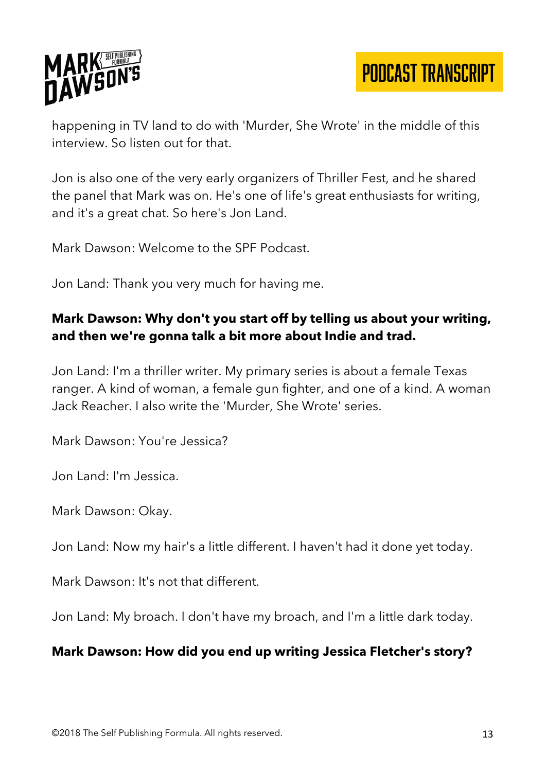happening in TV land to do with 'Murder, She Wrote' in the middle of this interview. So listen out for that.

Jon is also one of the very early organizers of Thriller Fest, and he shared the panel that Mark was on. He's one of life's great enthusiasts for writing, and it's a great chat. So here's Jon Land.

Mark Dawson: Welcome to the SPF Podcast.

Jon Land: Thank you very much for having me.

**Mark Dawson: Why don't you start off by telling us about your writing, and then we're gonna talk a bit more about Indie and trad.**

Jon Land: I'm a thriller writer. My primary series is about a female Texas ranger. A kind of woman, a female gun fighter, and one of a kind. A woman Jack Reacher. I also write the 'Murder, She Wrote' series.

Mark Dawson: You're Jessica?

Jon Land: I'm Jessica.

Mark Dawson: Okay.

Jon Land: Now my hair's a little different. I haven't had it done yet today.

Mark Dawson: It's not that different.

Jon Land: My broach. I don't have my broach, and I'm a little dark today.

**Mark Dawson: How did you end up writing Jessica Fletcher's story?**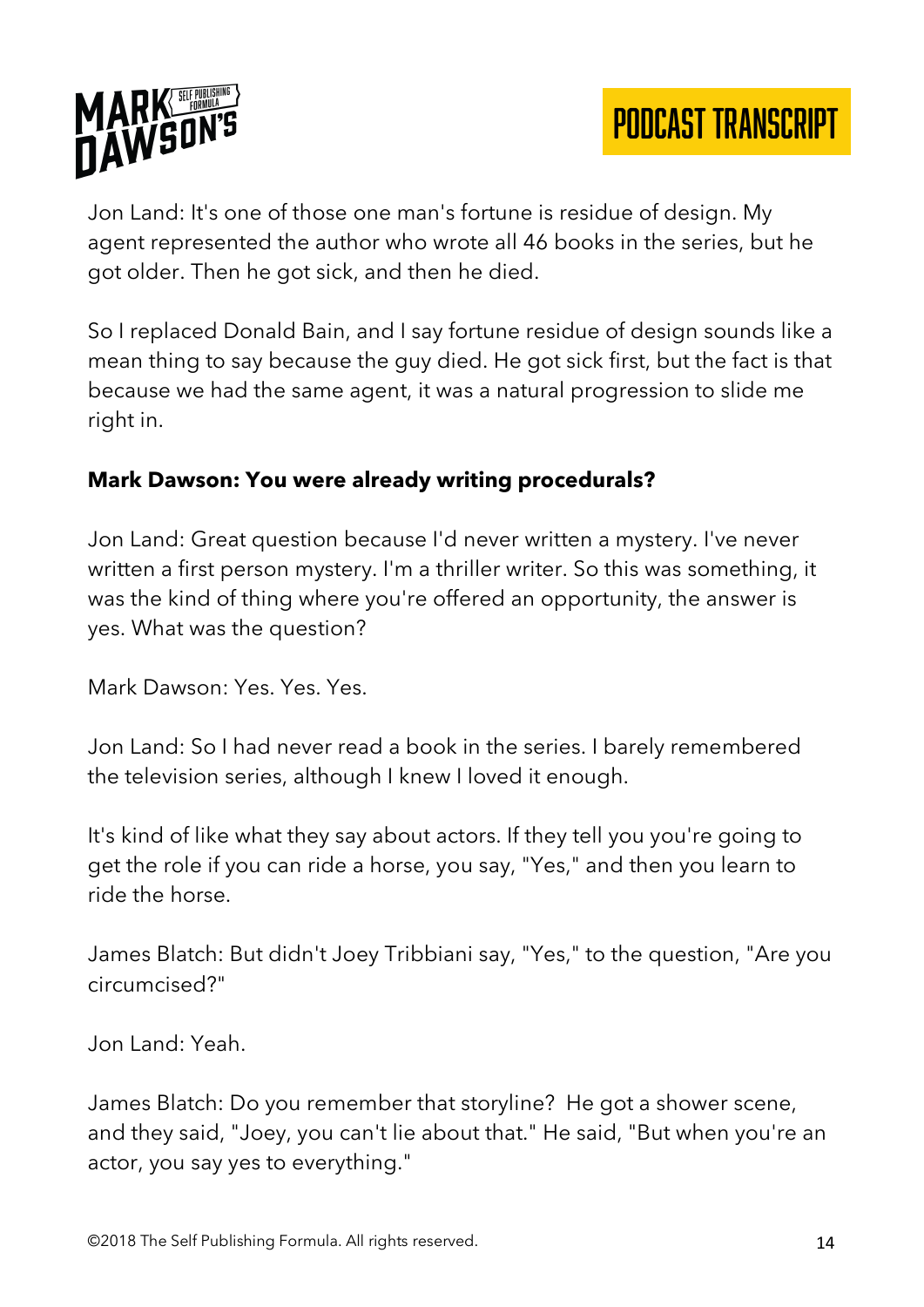Jon Land: It's one of those one man's fortune is residue of design. My agent represented the author who wrote all 46 books in the series, but he got older. Then he got sick, and then he died.

So I replaced Donald Bain, and I say fortune residue of design sounds like a mean thing to say because the guy died. He got sick first, but the fact is that because we had the same agent, it was a natural progression to slide me right in.

**Mark Dawson: You were already writing procedurals?**

Jon Land: Great question because I'd never written a mystery. I've never written a first person mystery. I'm a thriller writer. So this was something, it was the kind of thing where you're offered an opportunity, the answer is yes. What was the question?

Mark Dawson: Yes. Yes. Yes.

Jon Land: So I had never read a book in the series. I barely remembered the television series, although I knew I loved it enough.

It's kind of like what they say about actors. If they tell you you're going to get the role if you can ride a horse, you say, "Yes," and then you learn to ride the horse.

James Blatch: But didn't Joey Tribbiani say, "Yes," to the question, "Are you circumcised?"

Jon Land: Yeah.

James Blatch: Do you remember that storyline? He got a shower scene, and they said, "Joey, you can't lie about that." He said, "But when you're an actor, you say yes to everything."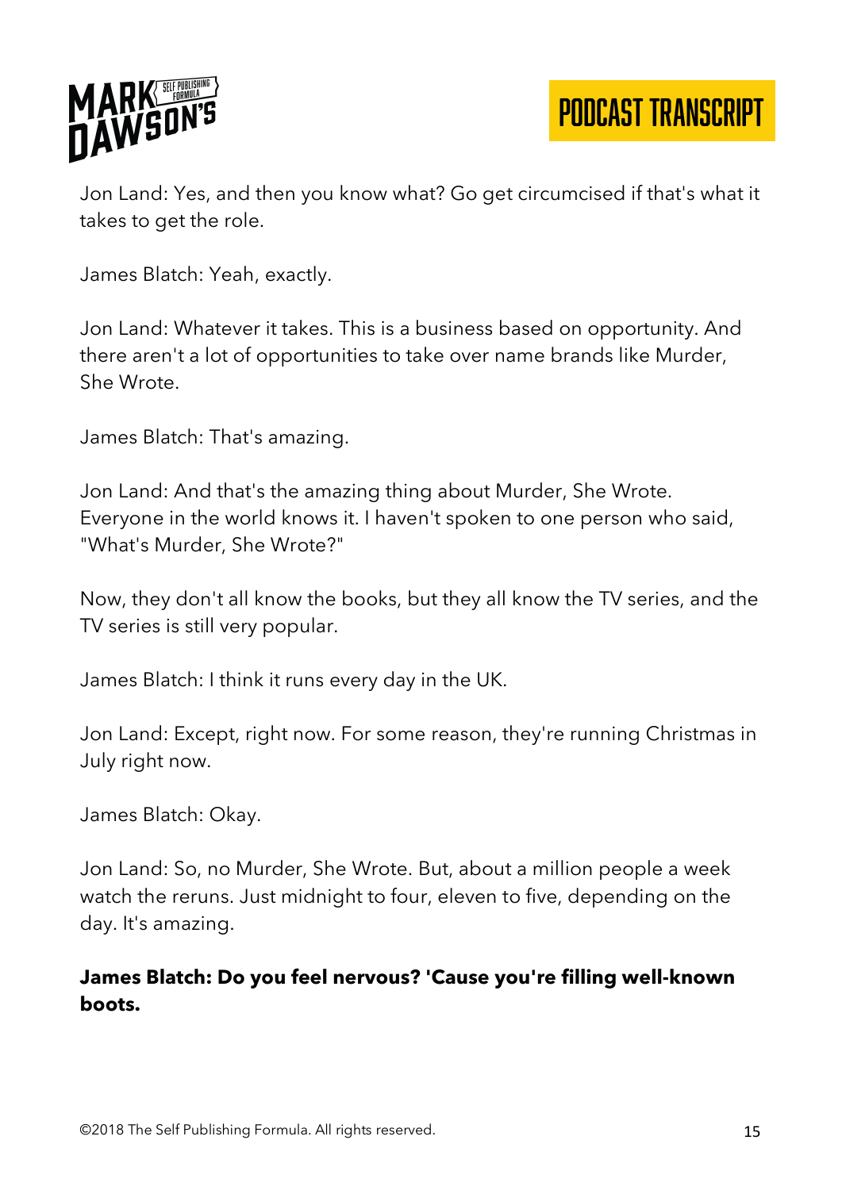Jon Land: Yes, and then you know what? Go get circumcised if that's what it takes to get the role.

James Blatch: Yeah, exactly.

Jon Land: Whatever it takes. This is a business based on opportunity. And there aren't a lot of opportunities to take over name brands like Murder, She Wrote.

James Blatch: That's amazing.

Jon Land: And that's the amazing thing about Murder, She Wrote. Everyone in the world knows it. I haven't spoken to one person who said, "What's Murder, She Wrote?"

Now, they don't all know the books, but they all know the TV series, and the TV series is still very popular.

James Blatch: I think it runs every day in the UK.

Jon Land: Except, right now. For some reason, they're running Christmas in July right now.

James Blatch: Okay.

Jon Land: So, no Murder, She Wrote. But, about a million people a week watch the reruns. Just midnight to four, eleven to five, depending on the day. It's amazing.

**James Blatch: Do you feel nervous? 'Cause you're filling well-known boots.**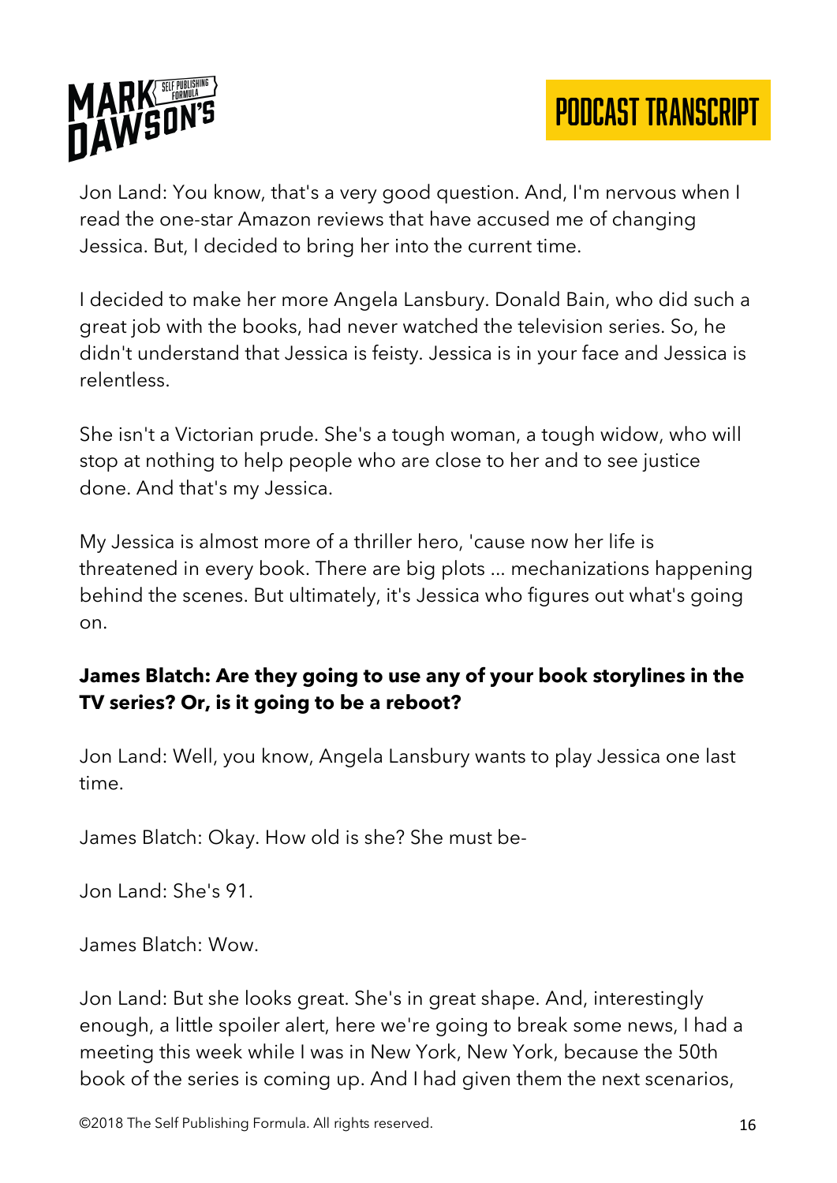Jon Land: You know, that's a very good question. And, I'm nervous when I read the one-star Amazon reviews that have accused me of changing Jessica. But, I decided to bring her into the current time.

I decided to make her more Angela Lansbury. Donald Bain, who did such a great job with the books, had never watched the television series. So, he didn't understand that Jessica is feisty. Jessica is in your face and Jessica is relentless.

She isn't a Victorian prude. She's a tough woman, a tough widow, who will stop at nothing to help people who are close to her and to see justice done. And that's my Jessica.

My Jessica is almost more of a thriller hero, 'cause now her life is threatened in every book. There are big plots ... mechanizations happening behind the scenes. But ultimately, it's Jessica who figures out what's going on.

**James Blatch: Are they going to use any of your book storylines in the TV series? Or, is it going to be a reboot?**

Jon Land: Well, you know, Angela Lansbury wants to play Jessica one last time.

James Blatch: Okay. How old is she? She must be-

Jon Land: She's 91.

James Blatch: Wow.

Jon Land: But she looks great. She's in great shape. And, interestingly enough, a little spoiler alert, here we're going to break some news, I had a meeting this week while I was in New York, New York, because the 50th book of the series is coming up. And I had given them the next scenarios,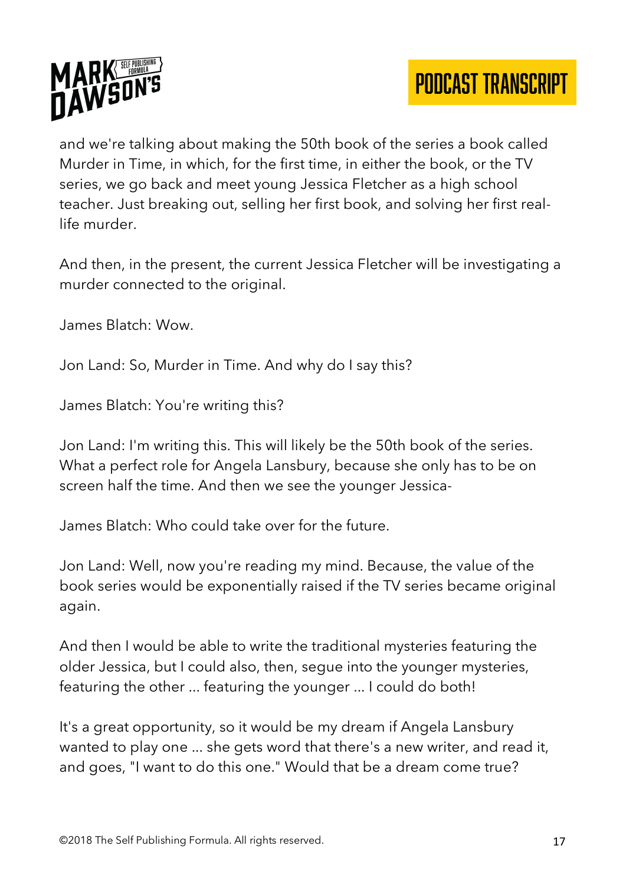and we're talking about making the 50th book of the series a book called Murder in Time, in which, for the first time, in either the book, or the TV series, we go back and meet young Jessica Fletcher as a high school teacher. Just breaking out, selling her first book, and solving her first real-life murder.

And then, in the present, the current Jessica Fletcher will be investigating a murder connected to the original.

James Blatch: Wow.

Jon Land: So, Murder in Time. And why do I say this?

James Blatch: You're writing this?

Jon Land: I'm writing this. This will likely be the 50th book of the series. What a perfect role for Angela Lansbury, because she only has to be on screen half the time. And then we see the younger Jessica-

James Blatch: Who could take over for the future.

Jon Land: Well, now you're reading my mind. Because, the value of the book series would be exponentially raised if the TV series became original again.

And then I would be able to write the traditional mysteries featuring the older Jessica, but I could also, then, segue into the younger mysteries, featuring the other ... featuring the younger ... I could do both!

It's a great opportunity, so it would be my dream if Angela Lansbury wanted to play one ... she gets word that there's a new writer, and read it, and goes, "I want to do this one." Would that be a dream come true?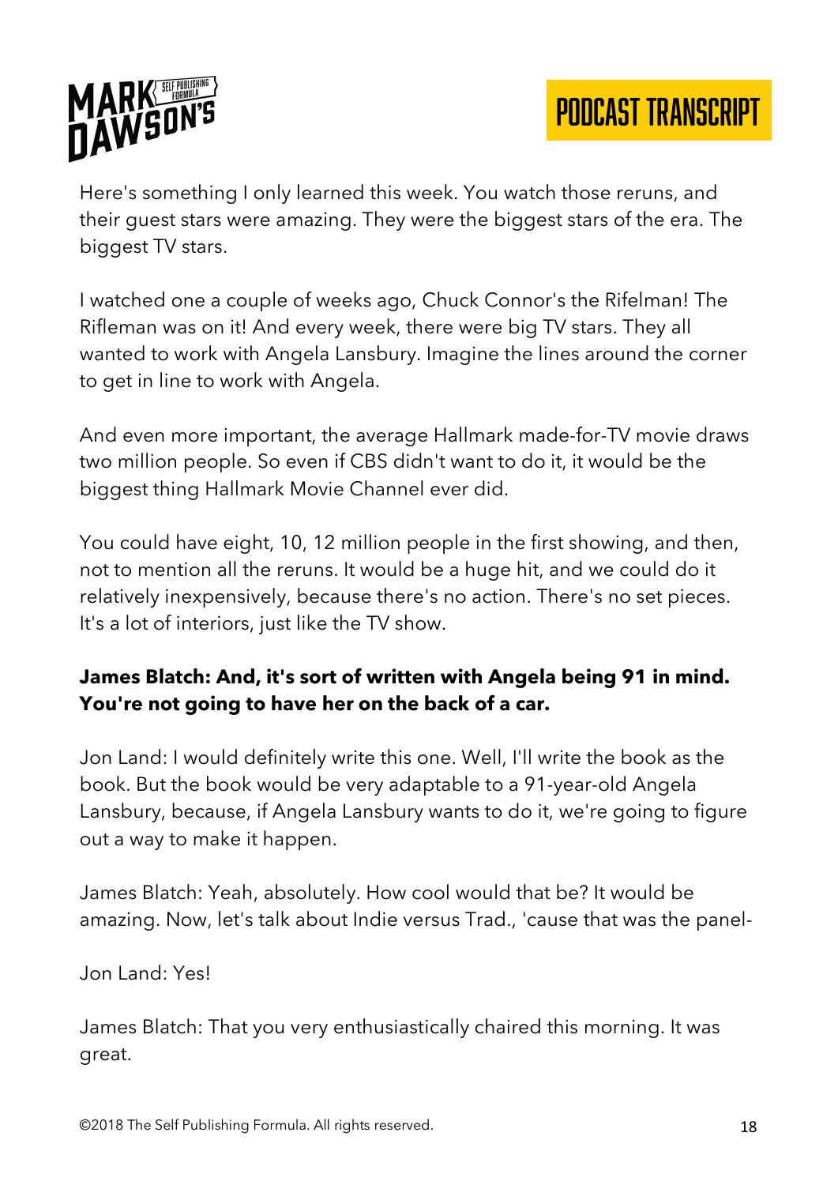Here's something I only learned this week. You watch those reruns, and their guest stars were amazing. They were the biggest stars of the era. The biggest TV stars.

I watched one a couple of weeks ago, Chuck Connor's the Rifelman! The Rifleman was on it! And every week, there were big TV stars. They all wanted to work with Angela Lansbury. Imagine the lines around the corner to get in line to work with Angela.

And even more important, the average Hallmark made-for-TV movie draws two million people. So even if CBS didn't want to do it, it would be the biggest thing Hallmark Movie Channel ever did.

You could have eight, 10, 12 million people in the first showing, and then, not to mention all the reruns. It would be a huge hit, and we could do it relatively inexpensively, because there's no action. There's no set pieces. It's a lot of interiors, just like the TV show.

**James Blatch: And, it's sort of written with Angela being 91 in mind. You're not going to have her on the back of a car.**

Jon Land: I would definitely write this one. Well, I'll write the book as the book. But the book would be very adaptable to a 91-year-old Angela Lansbury, because, if Angela Lansbury wants to do it, we're going to figure out a way to make it happen.

James Blatch: Yeah, absolutely. How cool would that be? It would be amazing. Now, let's talk about Indie versus Trad., 'cause that was the panel-

Jon Land: Yes!

James Blatch: That you very enthusiastically chaired this morning. It was great.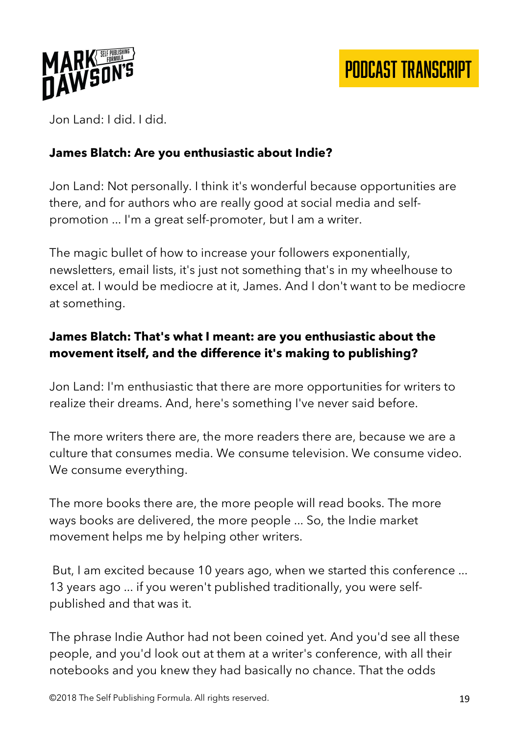Jon Land: I did. I did.

**James Blatch: Are you enthusiastic about Indie?**

Jon Land: Not personally. I think it's wonderful because opportunities are there, and for authors who are really good at social media and self-promotion ... I'm a great self-promoter, but I am a writer.

The magic bullet of how to increase your followers exponentially, newsletters, email lists, it's just not something that's in my wheelhouse to excel at. I would be mediocre at it, James. And I don't want to be mediocre at something.

**James Blatch: That's what I meant: are you enthusiastic about the movement itself, and the difference it's making to publishing?**

Jon Land: I'm enthusiastic that there are more opportunities for writers to realize their dreams. And, here's something I've never said before.

The more writers there are, the more readers there are, because we are a culture that consumes media. We consume television. We consume video. We consume everything.

The more books there are, the more people will read books. The more ways books are delivered, the more people ... So, the Indie market movement helps me by helping other writers.

But, I am excited because 10 years ago, when we started this conference ... 13 years ago ... if you weren't published traditionally, you were self-published and that was it.

The phrase Indie Author had not been coined yet. And you'd see all these people, and you'd look out at them at a writer's conference, with all their notebooks and you knew they had basically no chance. That the odds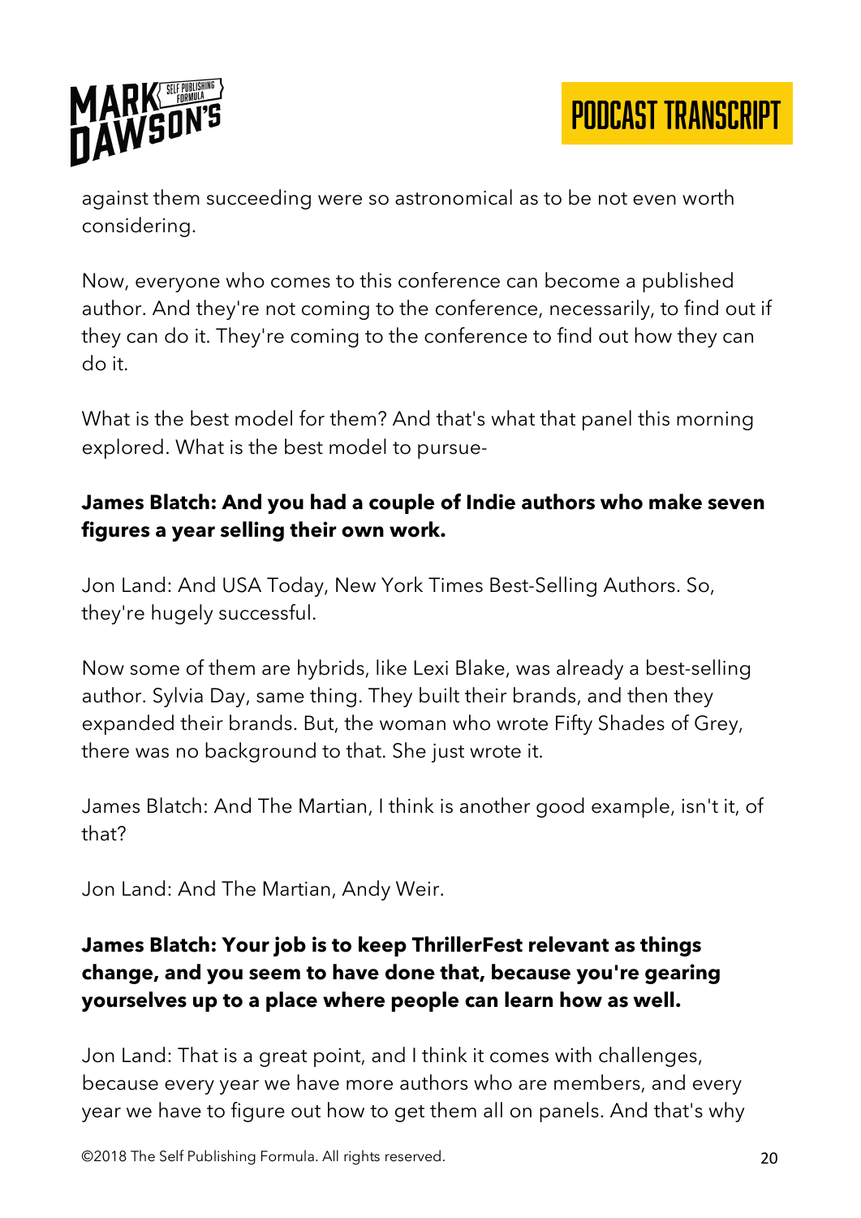against them succeeding were so astronomical as to be not even worth considering.

Now, everyone who comes to this conference can become a published author. And they're not coming to the conference, necessarily, to find out if they can do it. They're coming to the conference to find out how they can do it.

What is the best model for them? And that's what that panel this morning explored. What is the best model to pursue-

**James Blatch: And you had a couple of Indie authors who make seven figures a year selling their own work.**

Jon Land: And USA Today, New York Times Best-Selling Authors. So, they're hugely successful.

Now some of them are hybrids, like Lexi Blake, was already a best-selling author. Sylvia Day, same thing. They built their brands, and then they expanded their brands. But, the woman who wrote Fifty Shades of Grey, there was no background to that. She just wrote it.

James Blatch: And The Martian, I think is another good example, isn't it, of that?

Jon Land: And The Martian, Andy Weir.

**James Blatch: Your job is to keep ThrillerFest relevant as things change, and you seem to have done that, because you're gearing yourselves up to a place where people can learn how as well.**

Jon Land: That is a great point, and I think it comes with challenges, because every year we have more authors who are members, and every year we have to figure out how to get them all on panels. And that's why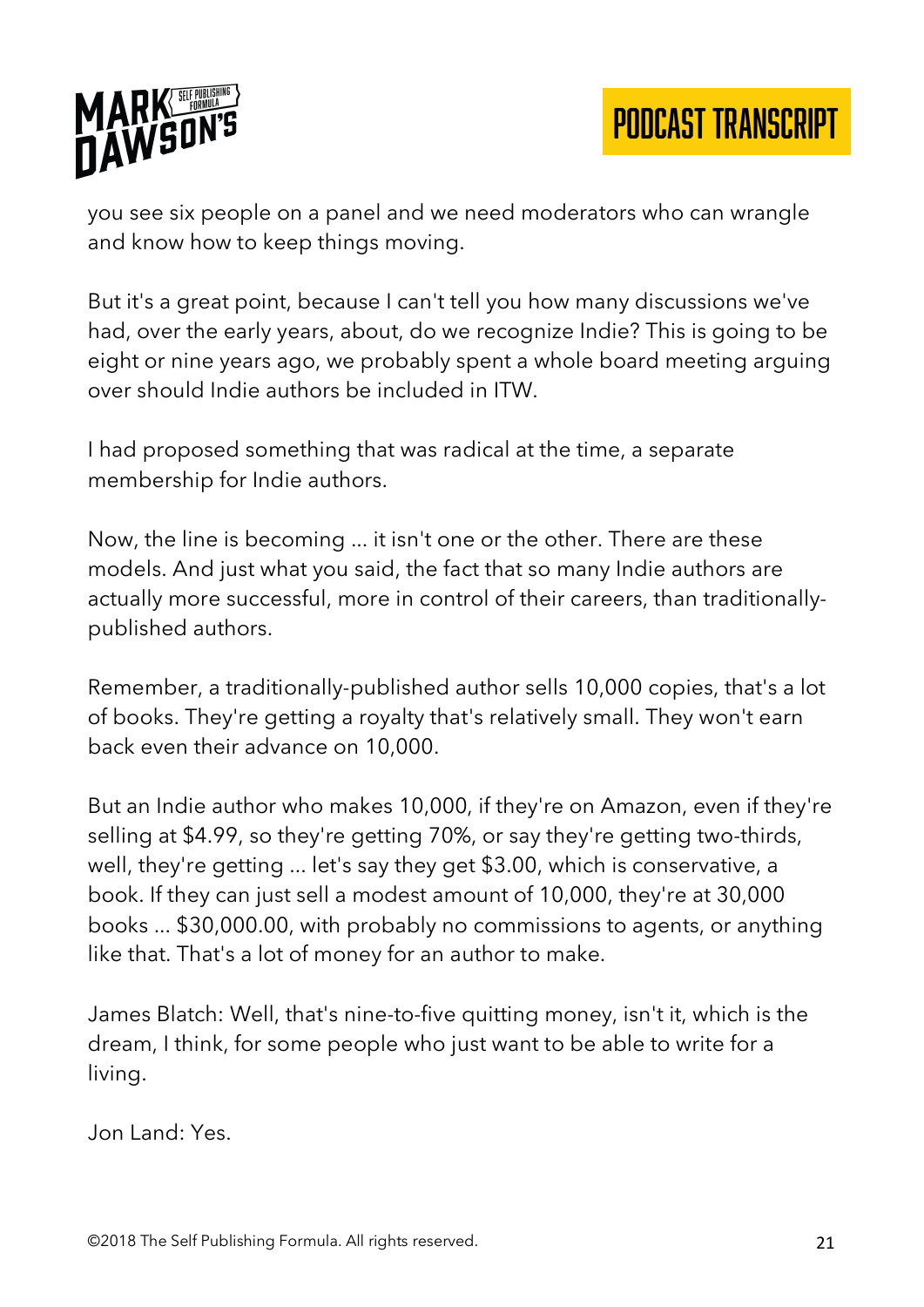you see six people on a panel and we need moderators who can wrangle and know how to keep things moving.

But it's a great point, because I can't tell you how many discussions we've had, over the early years, about, do we recognize Indie? This is going to be eight or nine years ago, we probably spent a whole board meeting arguing over should Indie authors be included in ITW.

I had proposed something that was radical at the time, a separate membership for Indie authors.

Now, the line is becoming ... it isn't one or the other. There are these models. And just what you said, the fact that so many Indie authors are actually more successful, more in control of their careers, than traditionally-published authors.

Remember, a traditionally-published author sells 10,000 copies, that's a lot of books. They're getting a royalty that's relatively small. They won't earn back even their advance on 10,000.

But an Indie author who makes 10,000, if they're on Amazon, even if they're selling at $4.99, so they're getting 70%, or say they're getting two-thirds, well, they're getting ... let's say they get $3.00, which is conservative, a book. If they can just sell a modest amount of 10,000, they're at 30,000 books ... $30,000.00, with probably no commissions to agents, or anything like that. That's a lot of money for an author to make.

James Blatch: Well, that's nine-to-five quitting money, isn't it, which is the dream, I think, for some people who just want to be able to write for a living.

Jon Land: Yes.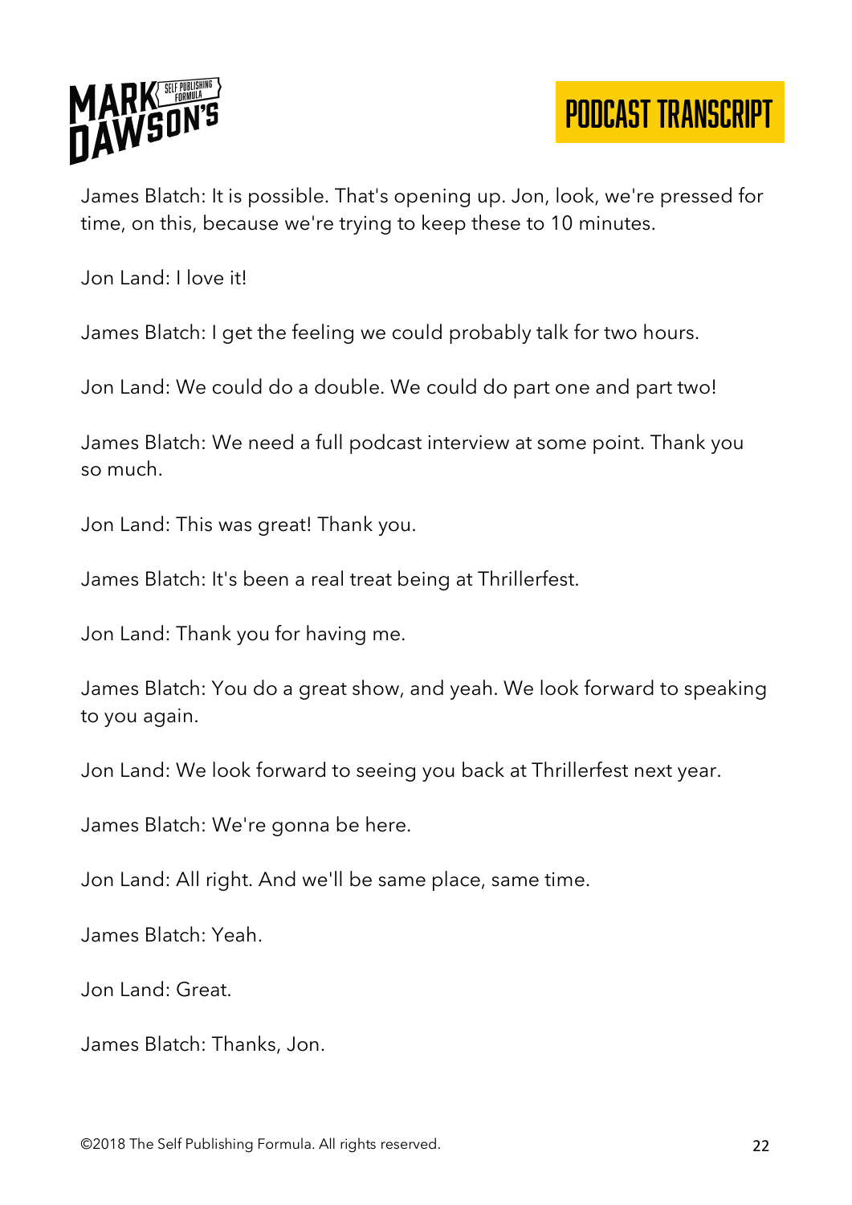James Blatch: It is possible. That's opening up. Jon, look, we're pressed for time, on this, because we're trying to keep these to 10 minutes.

Jon Land: I love it!

James Blatch: I get the feeling we could probably talk for two hours.

Jon Land: We could do a double. We could do part one and part two!

James Blatch: We need a full podcast interview at some point. Thank you so much.

Jon Land: This was great! Thank you.

James Blatch: It's been a real treat being at Thrillerfest.

Jon Land: Thank you for having me.

James Blatch: You do a great show, and yeah. We look forward to speaking to you again.

Jon Land: We look forward to seeing you back at Thrillerfest next year.

James Blatch: We're gonna be here.

Jon Land: All right. And we'll be same place, same time.

James Blatch: Yeah.

Jon Land: Great.

James Blatch: Thanks, Jon.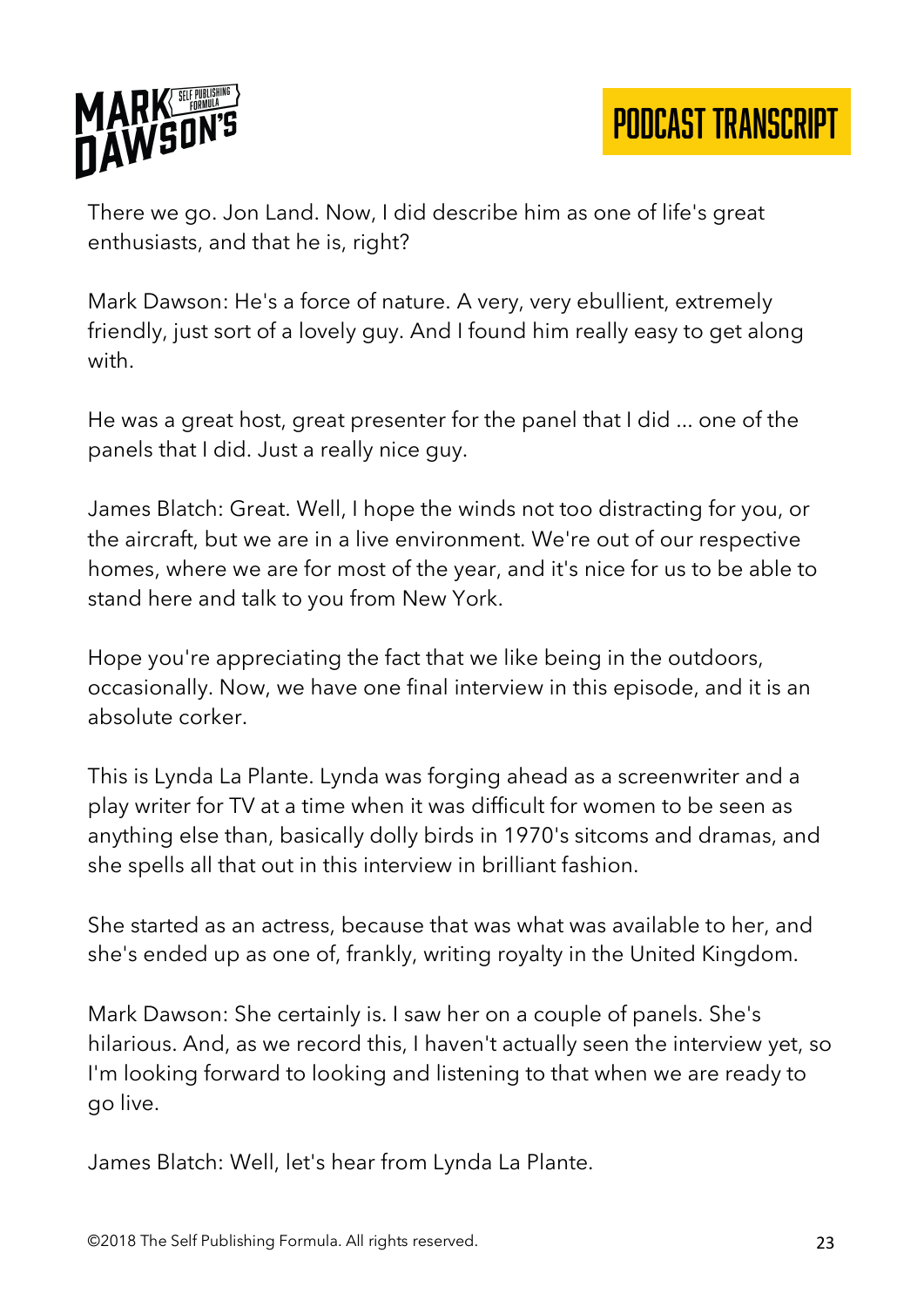There we go. Jon Land. Now, I did describe him as one of life's great enthusiasts, and that he is, right?

Mark Dawson: He's a force of nature. A very, very ebullient, extremely friendly, just sort of a lovely guy. And I found him really easy to get along with.

He was a great host, great presenter for the panel that I did ... one of the panels that I did. Just a really nice guy.

James Blatch: Great. Well, I hope the winds not too distracting for you, or the aircraft, but we are in a live environment. We're out of our respective homes, where we are for most of the year, and it's nice for us to be able to stand here and talk to you from New York.

Hope you're appreciating the fact that we like being in the outdoors, occasionally. Now, we have one final interview in this episode, and it is an absolute corker.

This is Lynda La Plante. Lynda was forging ahead as a screenwriter and a play writer for TV at a time when it was difficult for women to be seen as anything else than, basically dolly birds in 1970's sitcoms and dramas, and she spells all that out in this interview in brilliant fashion.

She started as an actress, because that was what was available to her, and she's ended up as one of, frankly, writing royalty in the United Kingdom.

Mark Dawson: She certainly is. I saw her on a couple of panels. She's hilarious. And, as we record this, I haven't actually seen the interview yet, so I'm looking forward to looking and listening to that when we are ready to go live.

James Blatch: Well, let's hear from Lynda La Plante.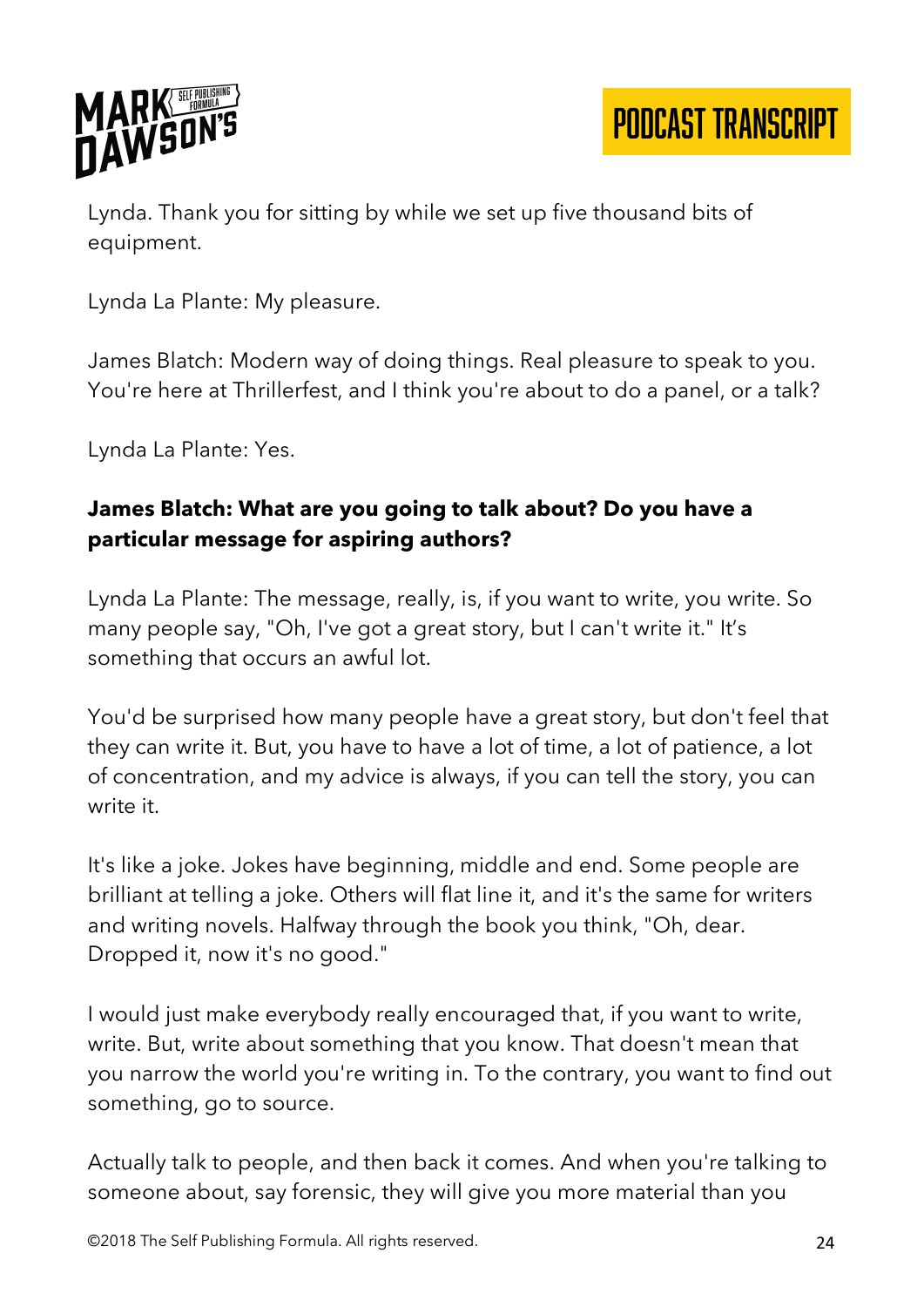Lynda. Thank you for sitting by while we set up five thousand bits of equipment.

Lynda La Plante: My pleasure.

James Blatch: Modern way of doing things. Real pleasure to speak to you. You're here at Thrillerfest, and I think you're about to do a panel, or a talk?

Lynda La Plante: Yes.

**James Blatch: What are you going to talk about? Do you have a particular message for aspiring authors?**

Lynda La Plante: The message, really, is, if you want to write, you write. So many people say, "Oh, I've got a great story, but I can't write it." It's something that occurs an awful lot.

You'd be surprised how many people have a great story, but don't feel that they can write it. But, you have to have a lot of time, a lot of patience, a lot of concentration, and my advice is always, if you can tell the story, you can write it.

It's like a joke. Jokes have beginning, middle and end. Some people are brilliant at telling a joke. Others will flat line it, and it's the same for writers and writing novels. Halfway through the book you think, "Oh, dear. Dropped it, now it's no good."

I would just make everybody really encouraged that, if you want to write, write. But, write about something that you know. That doesn't mean that you narrow the world you're writing in. To the contrary, you want to find out something, go to source.

Actually talk to people, and then back it comes. And when you're talking to someone about, say forensic, they will give you more material than you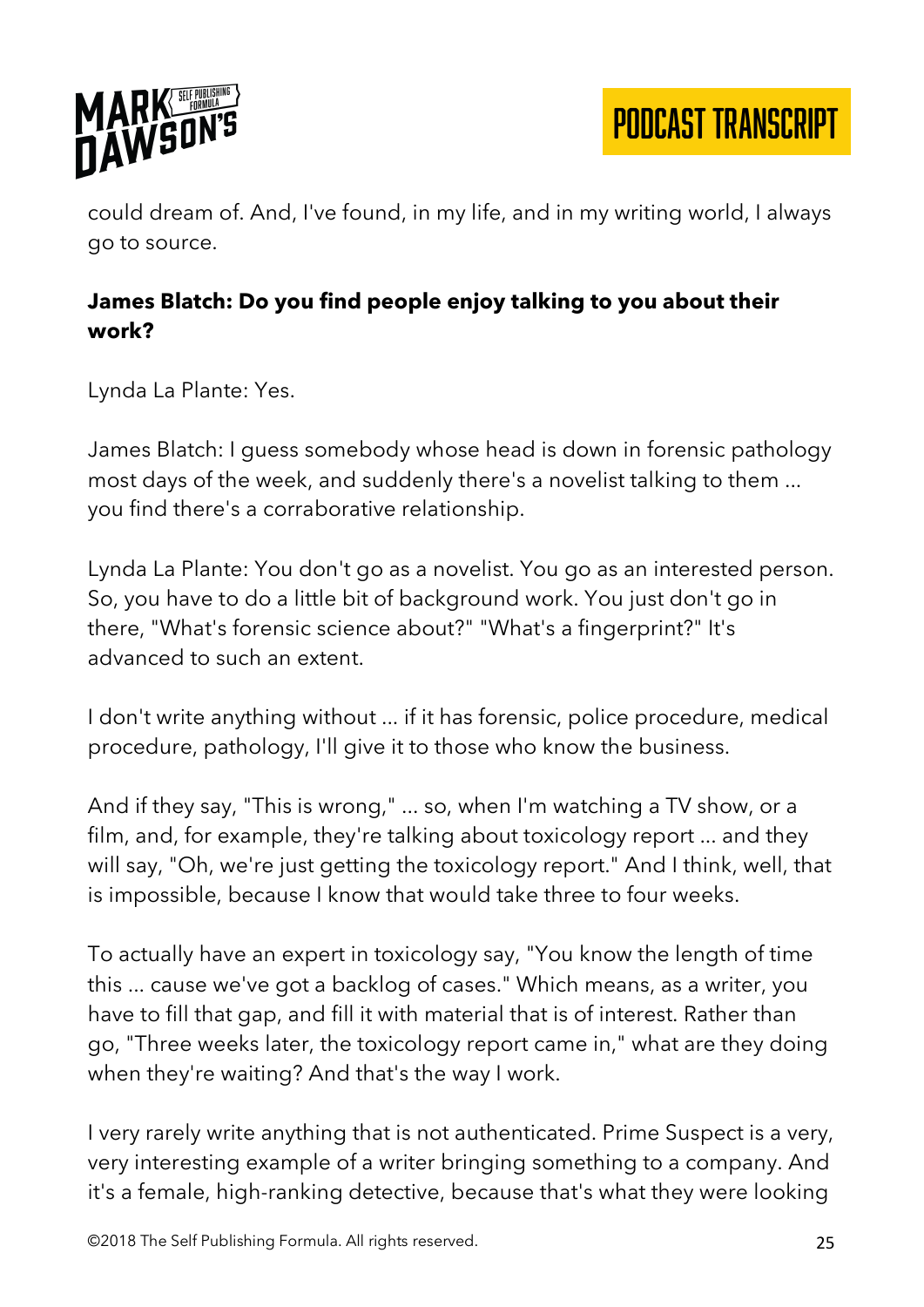could dream of. And, I've found, in my life, and in my writing world, I always go to source.

**James Blatch: Do you find people enjoy talking to you about their work?**

Lynda La Plante: Yes.

James Blatch: I guess somebody whose head is down in forensic pathology most days of the week, and suddenly there's a novelist talking to them ... you find there's a corraborative relationship.

Lynda La Plante: You don't go as a novelist. You go as an interested person. So, you have to do a little bit of background work. You just don't go in there, "What's forensic science about?" "What's a fingerprint?" It's advanced to such an extent.

I don't write anything without ... if it has forensic, police procedure, medical procedure, pathology, I'll give it to those who know the business.

And if they say, "This is wrong," ... so, when I'm watching a TV show, or a film, and, for example, they're talking about toxicology report ... and they will say, "Oh, we're just getting the toxicology report." And I think, well, that is impossible, because I know that would take three to four weeks.

To actually have an expert in toxicology say, "You know the length of time this ... cause we've got a backlog of cases." Which means, as a writer, you have to fill that gap, and fill it with material that is of interest. Rather than go, "Three weeks later, the toxicology report came in," what are they doing when they're waiting? And that's the way I work.

I very rarely write anything that is not authenticated. Prime Suspect is a very, very interesting example of a writer bringing something to a company. And it's a female, high-ranking detective, because that's what they were looking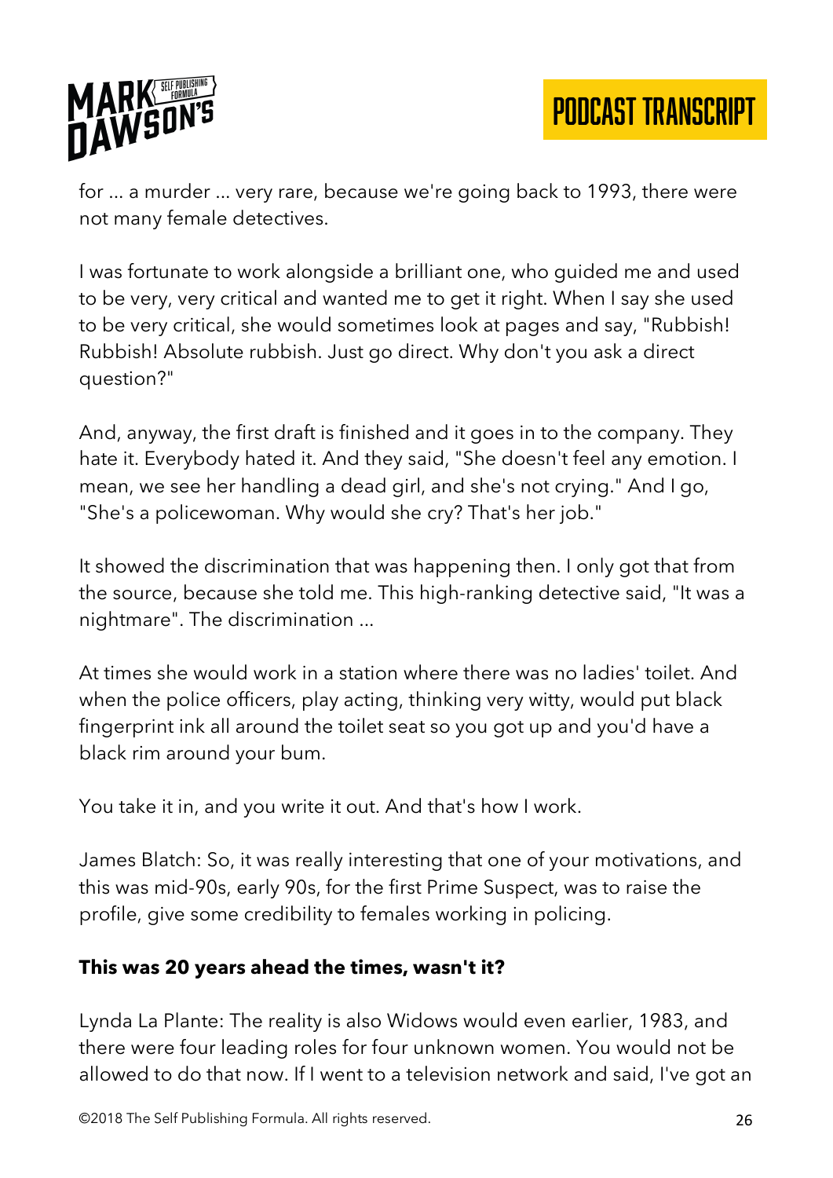for ... a murder ... very rare, because we're going back to 1993, there were not many female detectives.

I was fortunate to work alongside a brilliant one, who guided me and used to be very, very critical and wanted me to get it right. When I say she used to be very critical, she would sometimes look at pages and say, "Rubbish! Rubbish! Absolute rubbish. Just go direct. Why don't you ask a direct question?"

And, anyway, the first draft is finished and it goes in to the company. They hate it. Everybody hated it. And they said, "She doesn't feel any emotion. I mean, we see her handling a dead girl, and she's not crying." And I go, "She's a policewoman. Why would she cry? That's her job."

It showed the discrimination that was happening then. I only got that from the source, because she told me. This high-ranking detective said, "It was a nightmare". The discrimination ...

At times she would work in a station where there was no ladies' toilet. And when the police officers, play acting, thinking very witty, would put black fingerprint ink all around the toilet seat so you got up and you'd have a black rim around your bum.

You take it in, and you write it out. And that's how I work.

James Blatch: So, it was really interesting that one of your motivations, and this was mid-90s, early 90s, for the first Prime Suspect, was to raise the profile, give some credibility to females working in policing.

**This was 20 years ahead the times, wasn't it?**

Lynda La Plante: The reality is also Widows would even earlier, 1983, and there were four leading roles for four unknown women. You would not be allowed to do that now. If I went to a television network and said, I've got an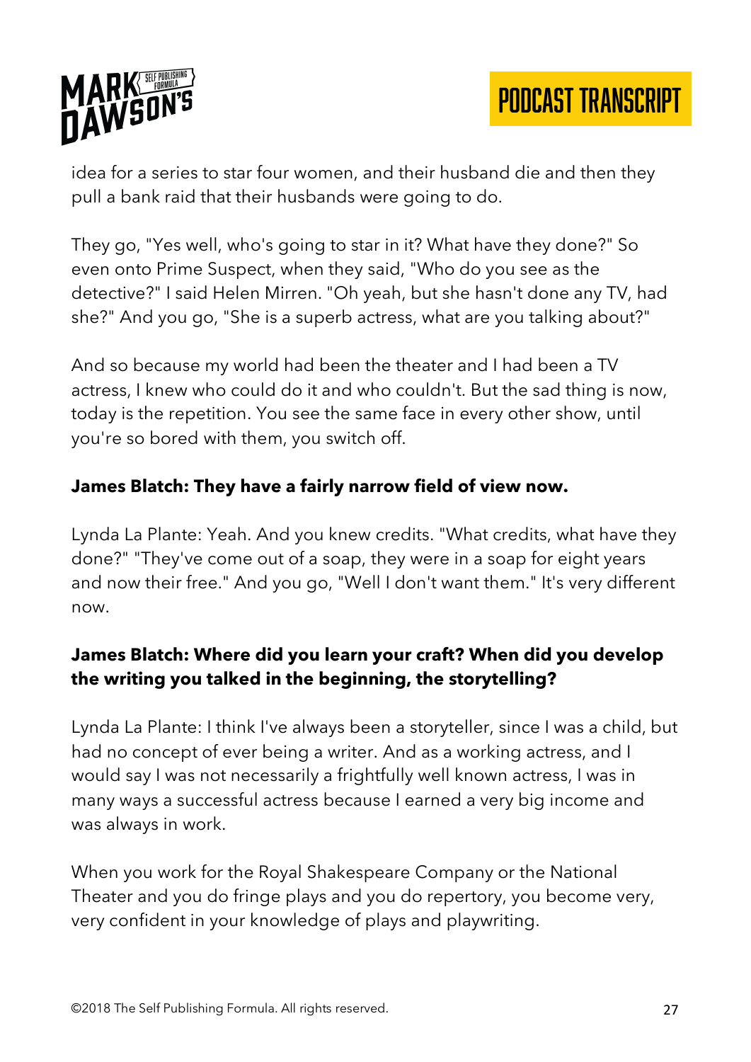idea for a series to star four women, and their husband die and then they pull a bank raid that their husbands were going to do.

They go, "Yes well, who's going to star in it? What have they done?" So even onto Prime Suspect, when they said, "Who do you see as the detective?" I said Helen Mirren. "Oh yeah, but she hasn't done any TV, had she?" And you go, "She is a superb actress, what are you talking about?"

And so because my world had been the theater and I had been a TV actress, I knew who could do it and who couldn't. But the sad thing is now, today is the repetition. You see the same face in every other show, until you're so bored with them, you switch off.

**James Blatch: They have a fairly narrow field of view now.**

Lynda La Plante: Yeah. And you knew credits. "What credits, what have they done?" "They've come out of a soap, they were in a soap for eight years and now their free." And you go, "Well I don't want them." It's very different now.

**James Blatch: Where did you learn your craft? When did you develop the writing you talked in the beginning, the storytelling?**

Lynda La Plante: I think I've always been a storyteller, since I was a child, but had no concept of ever being a writer. And as a working actress, and I would say I was not necessarily a frightfully well known actress, I was in many ways a successful actress because I earned a very big income and was always in work.

When you work for the Royal Shakespeare Company or the National Theater and you do fringe plays and you do repertory, you become very, very confident in your knowledge of plays and playwriting.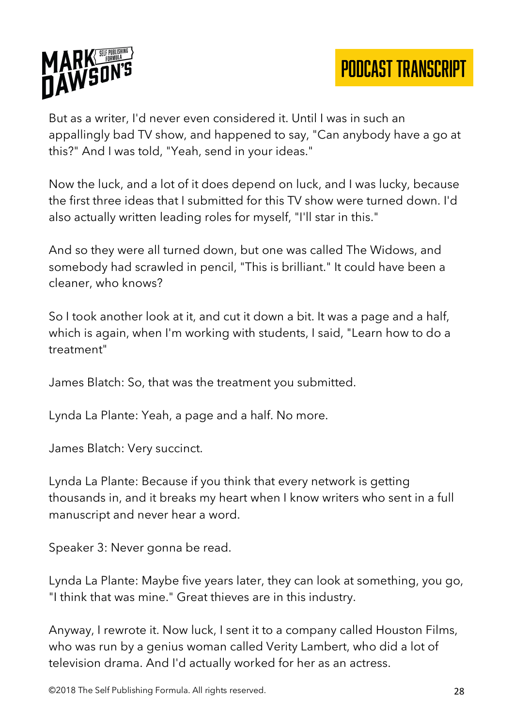But as a writer, I'd never even considered it. Until I was in such an appallingly bad TV show, and happened to say, "Can anybody have a go at this?" And I was told, "Yeah, send in your ideas."

Now the luck, and a lot of it does depend on luck, and I was lucky, because the first three ideas that I submitted for this TV show were turned down. I'd also actually written leading roles for myself, "I'll star in this."

And so they were all turned down, but one was called The Widows, and somebody had scrawled in pencil, "This is brilliant." It could have been a cleaner, who knows?

So I took another look at it, and cut it down a bit. It was a page and a half, which is again, when I'm working with students, I said, "Learn how to do a treatment"

James Blatch: So, that was the treatment you submitted.

Lynda La Plante: Yeah, a page and a half. No more.

James Blatch: Very succinct.

Lynda La Plante: Because if you think that every network is getting thousands in, and it breaks my heart when I know writers who sent in a full manuscript and never hear a word.

Speaker 3: Never gonna be read.

Lynda La Plante: Maybe five years later, they can look at something, you go, "I think that was mine." Great thieves are in this industry.

Anyway, I rewrote it. Now luck, I sent it to a company called Houston Films, who was run by a genius woman called Verity Lambert, who did a lot of television drama. And I'd actually worked for her as an actress.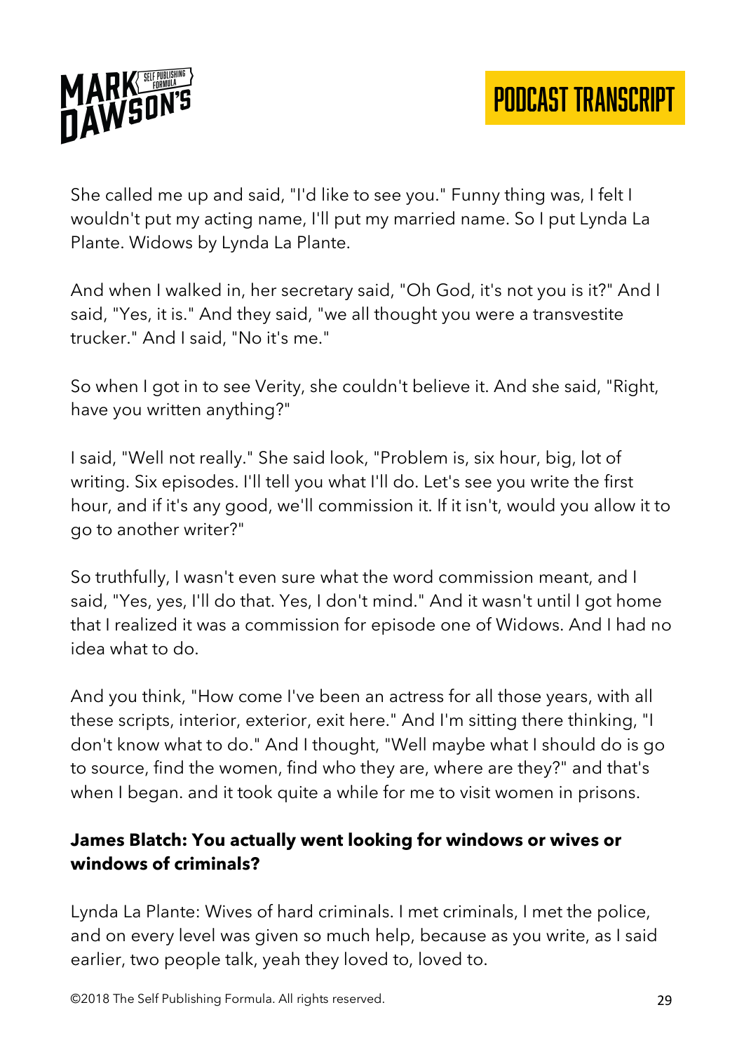She called me up and said, "I'd like to see you." Funny thing was, I felt I wouldn't put my acting name, I'll put my married name. So I put Lynda La Plante. Widows by Lynda La Plante.

And when I walked in, her secretary said, "Oh God, it's not you is it?" And I said, "Yes, it is." And they said, "we all thought you were a transvestite trucker." And I said, "No it's me."

So when I got in to see Verity, she couldn't believe it. And she said, "Right, have you written anything?"

I said, "Well not really." She said look, "Problem is, six hour, big, lot of writing. Six episodes. I'll tell you what I'll do. Let's see you write the first hour, and if it's any good, we'll commission it. If it isn't, would you allow it to go to another writer?"

So truthfully, I wasn't even sure what the word commission meant, and I said, "Yes, yes, I'll do that. Yes, I don't mind." And it wasn't until I got home that I realized it was a commission for episode one of Widows. And I had no idea what to do.

And you think, "How come I've been an actress for all those years, with all these scripts, interior, exterior, exit here." And I'm sitting there thinking, "I don't know what to do." And I thought, "Well maybe what I should do is go to source, find the women, find who they are, where are they?" and that's when I began. and it took quite a while for me to visit women in prisons.

**James Blatch: You actually went looking for windows or wives or windows of criminals?**

Lynda La Plante: Wives of hard criminals. I met criminals, I met the police, and on every level was given so much help, because as you write, as I said earlier, two people talk, yeah they loved to, loved to.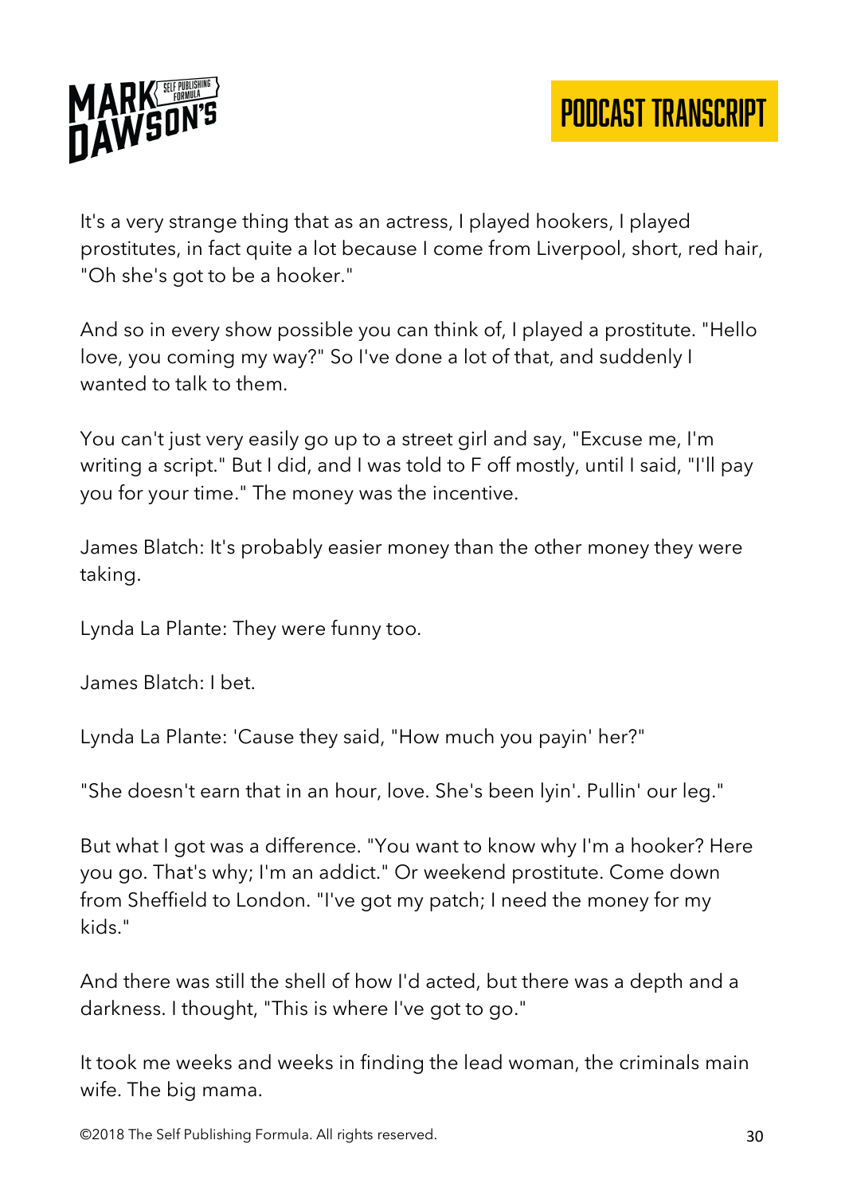It's a very strange thing that as an actress, I played hookers, I played prostitutes, in fact quite a lot because I come from Liverpool, short, red hair, "Oh she's got to be a hooker."

And so in every show possible you can think of, I played a prostitute. "Hello love, you coming my way?" So I've done a lot of that, and suddenly I wanted to talk to them.

You can't just very easily go up to a street girl and say, "Excuse me, I'm writing a script." But I did, and I was told to F off mostly, until I said, "I'll pay you for your time." The money was the incentive.

James Blatch: It's probably easier money than the other money they were taking.

Lynda La Plante: They were funny too.

James Blatch: I bet.

Lynda La Plante: 'Cause they said, "How much you payin' her?"

"She doesn't earn that in an hour, love. She's been lyin'. Pullin' our leg."

But what I got was a difference. "You want to know why I'm a hooker? Here you go. That's why; I'm an addict." Or weekend prostitute. Come down from Sheffield to London. "I've got my patch; I need the money for my kids."

And there was still the shell of how I'd acted, but there was a depth and a darkness. I thought, "This is where I've got to go."

It took me weeks and weeks in finding the lead woman, the criminals main wife. The big mama.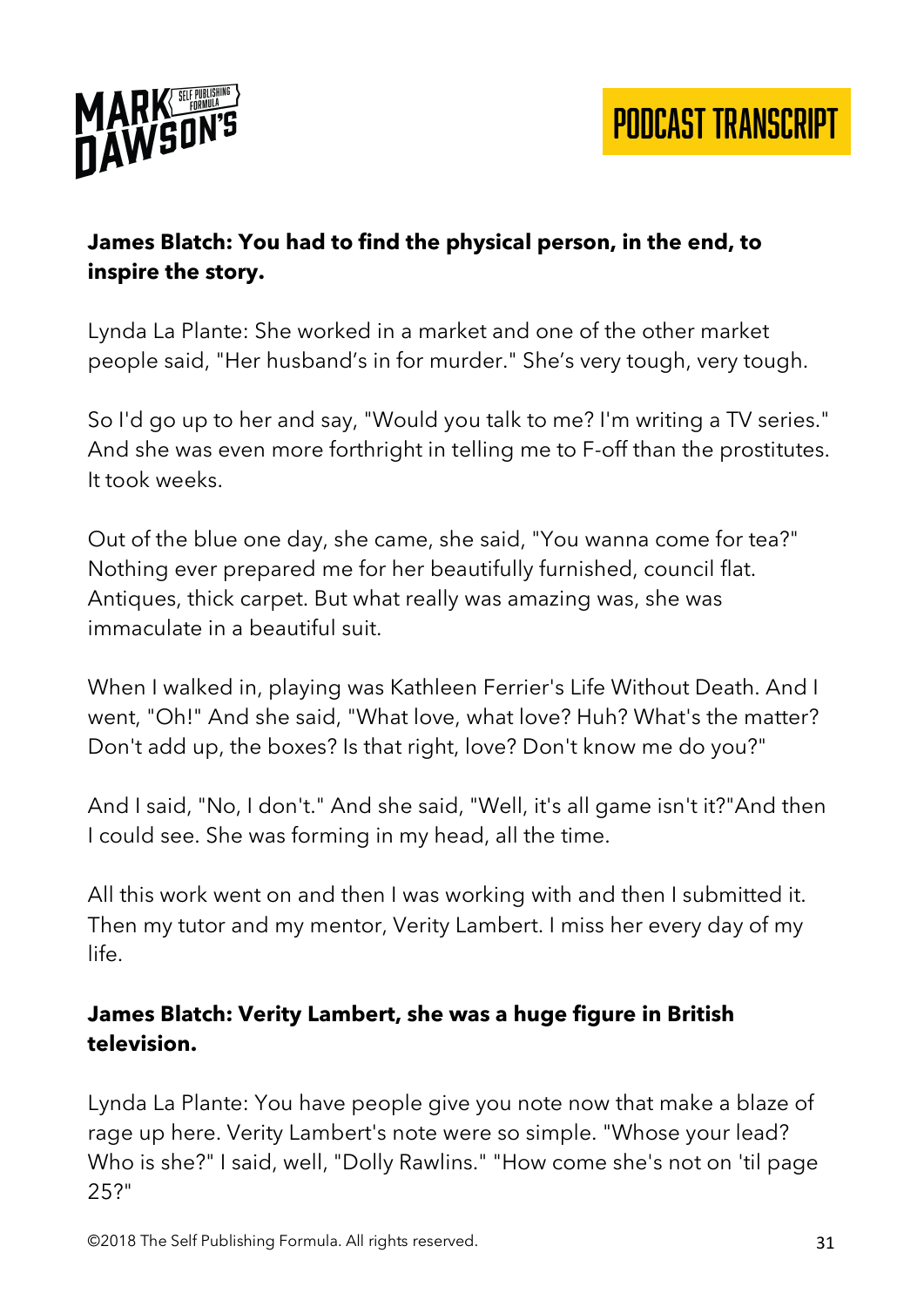**James Blatch: You had to find the physical person, in the end, to inspire the story.**

Lynda La Plante: She worked in a market and one of the other market people said, "Her husband's in for murder." She's very tough, very tough.

So I'd go up to her and say, "Would you talk to me? I'm writing a TV series." And she was even more forthright in telling me to F-off than the prostitutes. It took weeks.

Out of the blue one day, she came, she said, "You wanna come for tea?" Nothing ever prepared me for her beautifully furnished, council flat. Antiques, thick carpet. But what really was amazing was, she was immaculate in a beautiful suit.

When I walked in, playing was Kathleen Ferrier's Life Without Death. And I went, "Oh!" And she said, "What love, what love? Huh? What's the matter? Don't add up, the boxes? Is that right, love? Don't know me do you?"

And I said, "No, I don't." And she said, "Well, it's all game isn't it?"And then I could see. She was forming in my head, all the time.

All this work went on and then I was working with and then I submitted it. Then my tutor and my mentor, Verity Lambert. I miss her every day of my life.

**James Blatch: Verity Lambert, she was a huge figure in British television.**

Lynda La Plante: You have people give you note now that make a blaze of rage up here. Verity Lambert's note were so simple. "Whose your lead? Who is she?" I said, well, "Dolly Rawlins." "How come she's not on 'til page 25?"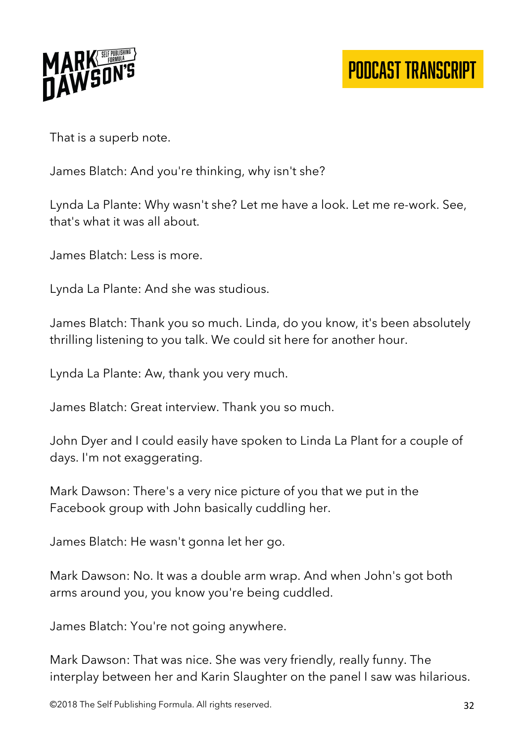That is a superb note.

James Blatch: And you're thinking, why isn't she?

Lynda La Plante: Why wasn't she? Let me have a look. Let me re-work. See, that's what it was all about.

James Blatch: Less is more.

Lynda La Plante: And she was studious.

James Blatch: Thank you so much. Linda, do you know, it's been absolutely thrilling listening to you talk. We could sit here for another hour.

Lynda La Plante: Aw, thank you very much.

James Blatch: Great interview. Thank you so much.

John Dyer and I could easily have spoken to Linda La Plant for a couple of days. I'm not exaggerating.

Mark Dawson: There's a very nice picture of you that we put in the Facebook group with John basically cuddling her.

James Blatch: He wasn't gonna let her go.

Mark Dawson: No. It was a double arm wrap. And when John's got both arms around you, you know you're being cuddled.

James Blatch: You're not going anywhere.

Mark Dawson: That was nice. She was very friendly, really funny. The interplay between her and Karin Slaughter on the panel I saw was hilarious.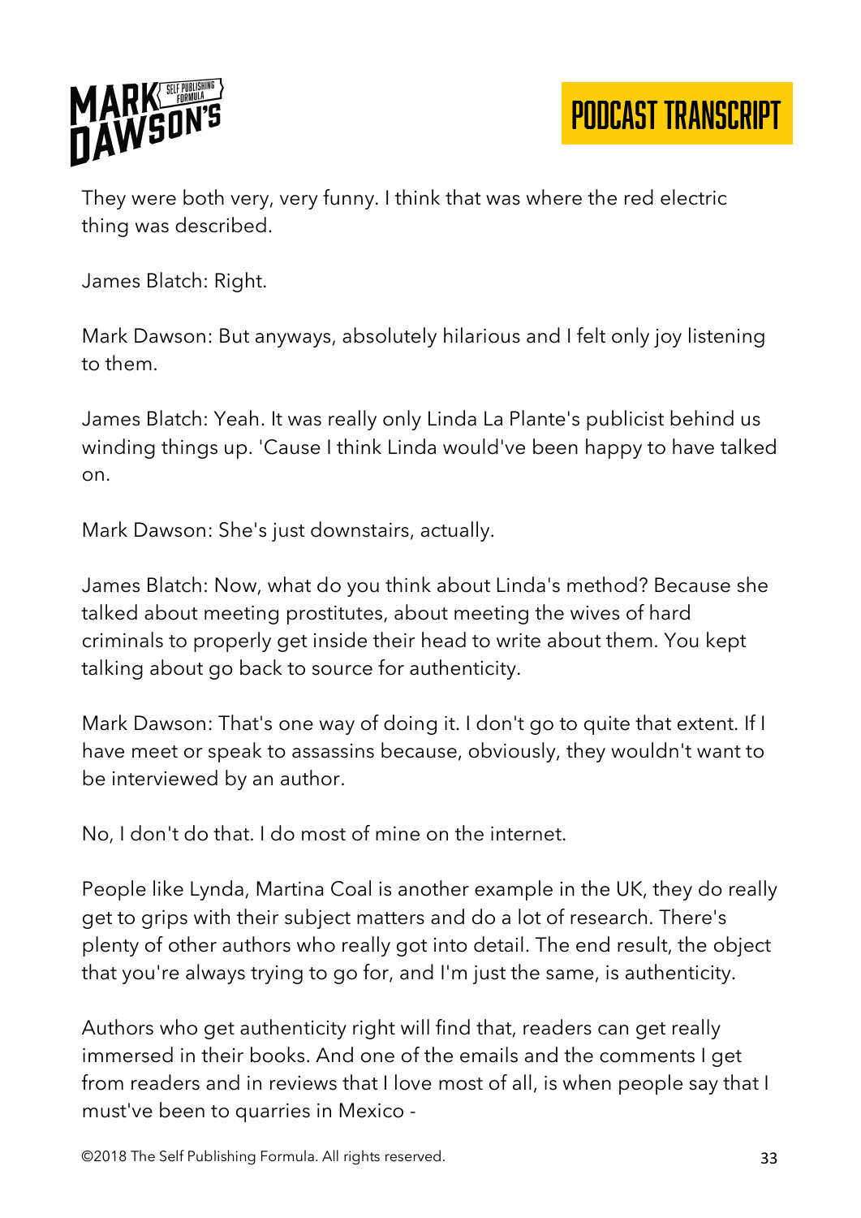They were both very, very funny. I think that was where the red electric thing was described.

James Blatch: Right.

Mark Dawson: But anyways, absolutely hilarious and I felt only joy listening to them.

James Blatch: Yeah. It was really only Linda La Plante's publicist behind us winding things up. 'Cause I think Linda would've been happy to have talked on.

Mark Dawson: She's just downstairs, actually.

James Blatch: Now, what do you think about Linda's method? Because she talked about meeting prostitutes, about meeting the wives of hard criminals to properly get inside their head to write about them. You kept talking about go back to source for authenticity.

Mark Dawson: That's one way of doing it. I don't go to quite that extent. If I have meet or speak to assassins because, obviously, they wouldn't want to be interviewed by an author.

No, I don't do that. I do most of mine on the internet.

People like Lynda, Martina Coal is another example in the UK, they do really get to grips with their subject matters and do a lot of research. There's plenty of other authors who really got into detail. The end result, the object that you're always trying to go for, and I'm just the same, is authenticity.

Authors who get authenticity right will find that, readers can get really immersed in their books. And one of the emails and the comments I get from readers and in reviews that I love most of all, is when people say that I must've been to quarries in Mexico -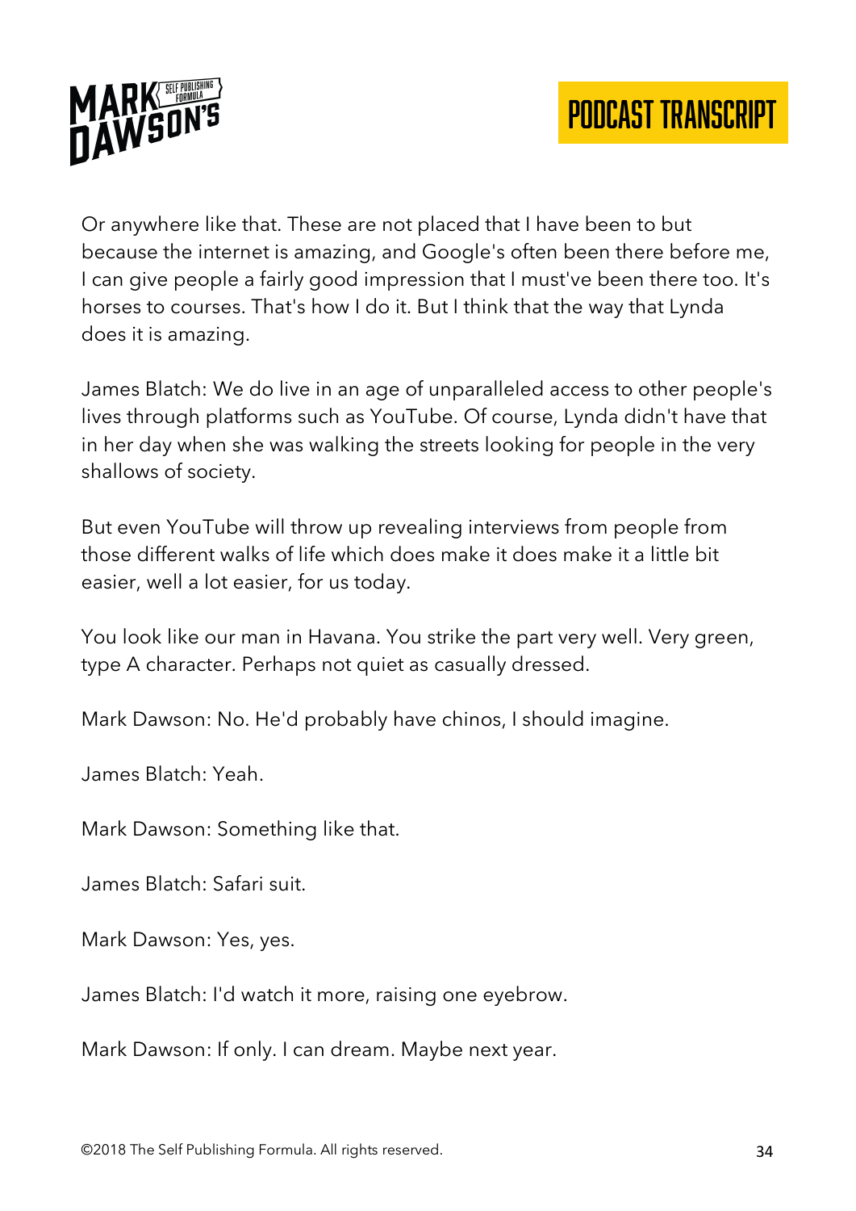Or anywhere like that. These are not placed that I have been to but because the internet is amazing, and Google's often been there before me, I can give people a fairly good impression that I must've been there too. It's horses to courses. That's how I do it. But I think that the way that Lynda does it is amazing.

James Blatch: We do live in an age of unparalleled access to other people's lives through platforms such as YouTube. Of course, Lynda didn't have that in her day when she was walking the streets looking for people in the very shallows of society.

But even YouTube will throw up revealing interviews from people from those different walks of life which does make it does make it a little bit easier, well a lot easier, for us today.

You look like our man in Havana. You strike the part very well. Very green, type A character. Perhaps not quiet as casually dressed.

Mark Dawson: No. He'd probably have chinos, I should imagine.

James Blatch: Yeah.

Mark Dawson: Something like that.

James Blatch: Safari suit.

Mark Dawson: Yes, yes.

James Blatch: I'd watch it more, raising one eyebrow.

Mark Dawson: If only. I can dream. Maybe next year.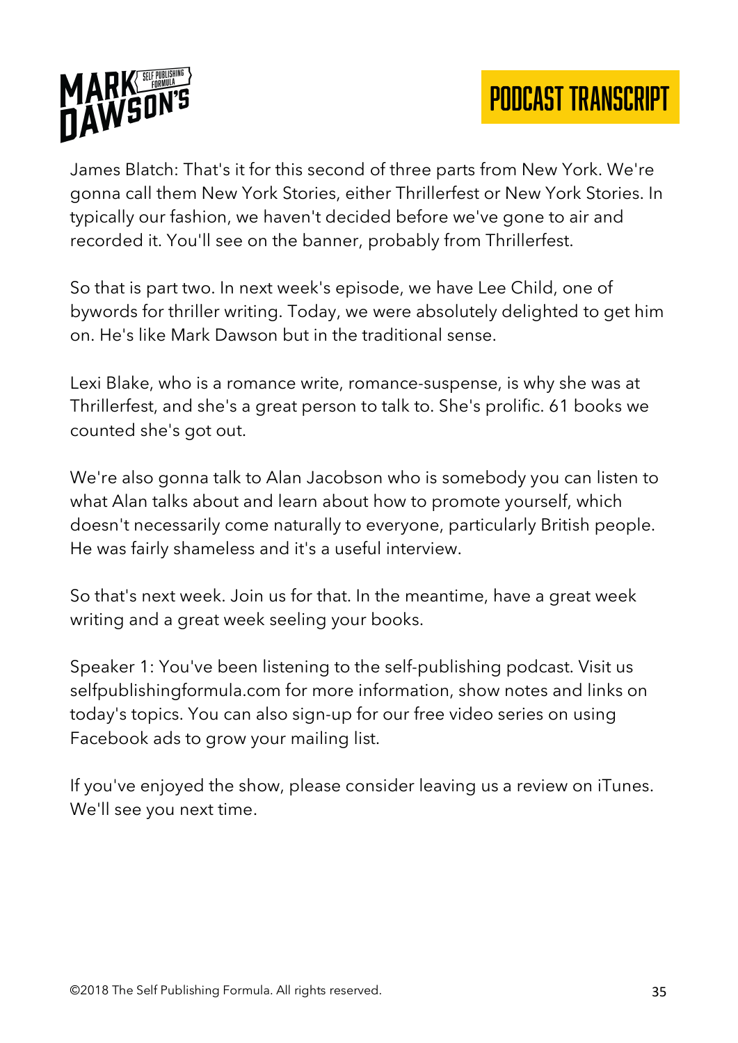James Blatch: That's it for this second of three parts from New York. We're gonna call them New York Stories, either Thrillerfest or New York Stories. In typically our fashion, we haven't decided before we've gone to air and recorded it. You'll see on the banner, probably from Thrillerfest.

So that is part two. In next week's episode, we have Lee Child, one of bywords for thriller writing. Today, we were absolutely delighted to get him on. He's like Mark Dawson but in the traditional sense.

Lexi Blake, who is a romance write, romance-suspense, is why she was at Thrillerfest, and she's a great person to talk to. She's prolific. 61 books we counted she's got out.

We're also gonna talk to Alan Jacobson who is somebody you can listen to what Alan talks about and learn about how to promote yourself, which doesn't necessarily come naturally to everyone, particularly British people. He was fairly shameless and it's a useful interview.

So that's next week. Join us for that. In the meantime, have a great week writing and a great week seeling your books.

Speaker 1: You've been listening to the self-publishing podcast. Visit us selfpublishingformula.com for more information, show notes and links on today's topics. You can also sign-up for our free video series on using Facebook ads to grow your mailing list.

If you've enjoyed the show, please consider leaving us a review on iTunes. We'll see you next time.

©2018 The Self Publishing Formula. All rights reserved.